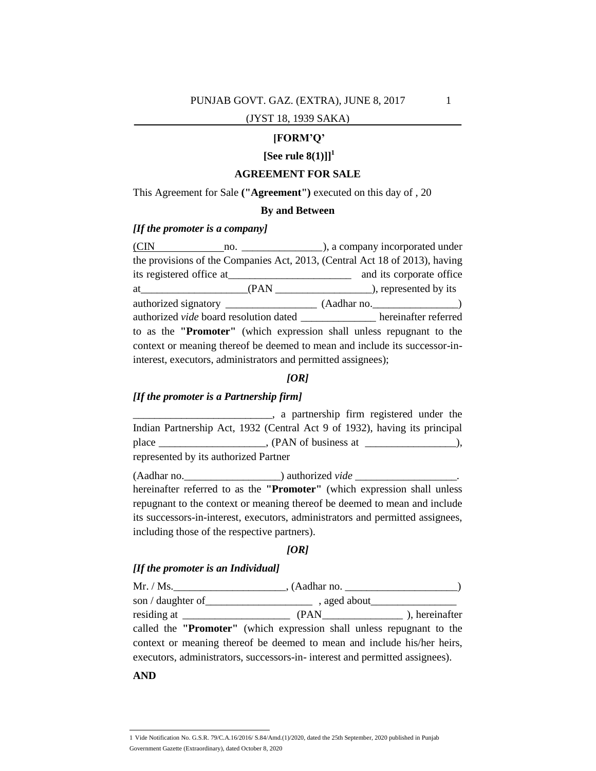**[FORM'Q'**

**[See rule 8(1)]][1]**

**AGREEMENT FOR SALE**

This Agreement for Sale **("Agreement")** executed on this day of , 20

**By and Between**

***[If the promoter is a company]***

(CIN_____________no. _______________), a company incorporated under the provisions of the Companies Act, 2013, (Central Act 18 of 2013), having its registered office at_______________________ and its corporate office at____________________(PAN __________________), represented by its authorized signatory _________________ (Aadhar no.________________) authorized *vide* board resolution dated ______________ hereinafter referred to as the **"Promoter"** (which expression shall unless repugnant to the context or meaning thereof be deemed to mean and include its successor-in-interest, executors, administrators and permitted assignees);

***[OR]***

***[If the promoter is a Partnership firm]***

__________________________, a partnership firm registered under the Indian Partnership Act, 1932 (Central Act 9 of 1932), having its principal place ____________________, (PAN of business at _________________), represented by its authorized Partner

(Aadhar no.__________________) authorized *vide* ___________________. hereinafter referred to as the **"Promoter"** (which expression shall unless repugnant to the context or meaning thereof be deemed to mean and include its successors-in-interest, executors, administrators and permitted assignees, including those of the respective partners).

***[OR]***

***[If the promoter is an Individual]***

Mr. / Ms._____________________, (Aadhar no. _____________________) son / daughter of____________________ , aged about________________ residing at ____________________ (PAN_______________ ), hereinafter called the **"Promoter"** (which expression shall unless repugnant to the context or meaning thereof be deemed to mean and include his/her heirs, executors, administrators, successors-in- interest and permitted assignees).

**AND**

---

1 Vide Notification No. G.S.R. 79/C.A.16/2016/ S.84/Amd.(1)/2020, dated the 25th September, 2020 published in Punjab Government Gazette (Extraordinary), dated October 8, 2020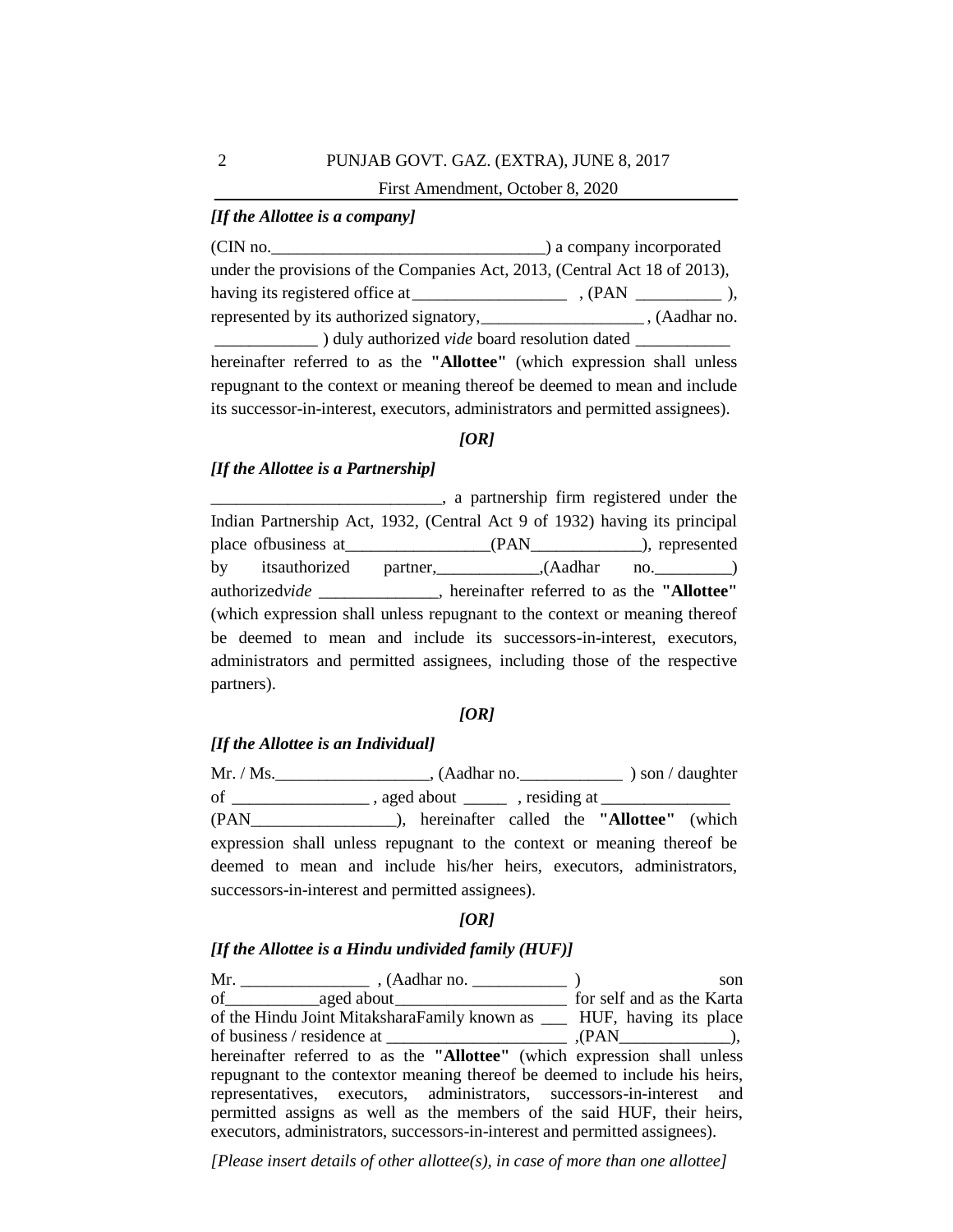*[If the Allottee is a company]*

(CIN no.________________________________) a company incorporated under the provisions of the Companies Act, 2013, (Central Act 18 of 2013), having its registered office at__________________ , (PAN __________ ), represented by its authorized signatory,___________________ , (Aadhar no. ____________ ) duly authorized *vide* board resolution dated ___________ hereinafter referred to as the **"Allottee"** (which expression shall unless repugnant to the context or meaning thereof be deemed to mean and include its successor-in-interest, executors, administrators and permitted assignees).

***[OR]***

*[If the Allottee is a Partnership]*

__________________________, a partnership firm registered under the Indian Partnership Act, 1932, (Central Act 9 of 1932) having its principal place ofbusiness at_________________(PAN_____________), represented by itsauthorized partner,____________,(Aadhar no._________) authorized*vide* ______________, hereinafter referred to as the **"Allottee"** (which expression shall unless repugnant to the context or meaning thereof be deemed to mean and include its successors-in-interest, executors, administrators and permitted assignees, including those of the respective partners).

***[OR]***

*[If the Allottee is an Individual]*

Mr. / Ms.__________________, (Aadhar no.____________ ) son / daughter of ________________ , aged about _____ , residing at _______________ (PAN_________________), hereinafter called the **"Allottee"** (which expression shall unless repugnant to the context or meaning thereof be deemed to mean and include his/her heirs, executors, administrators, successors-in-interest and permitted assignees).

***[OR]***

*[If the Allottee is a Hindu undivided family (HUF)]*

Mr. _______________ , (Aadhar no. ___________ ) son of___________aged about____________________ for self and as the Karta of the Hindu Joint MitaksharaFamily known as ___ HUF, having its place of business / residence at _____________________ ,(PAN_____________), hereinafter referred to as the **"Allottee"** (which expression shall unless repugnant to the contextor meaning thereof be deemed to include his heirs, representatives, executors, administrators, successors-in-interest and permitted assigns as well as the members of the said HUF, their heirs, executors, administrators, successors-in-interest and permitted assignees).

*[Please insert details of other allottee(s), in case of more than one allottee]*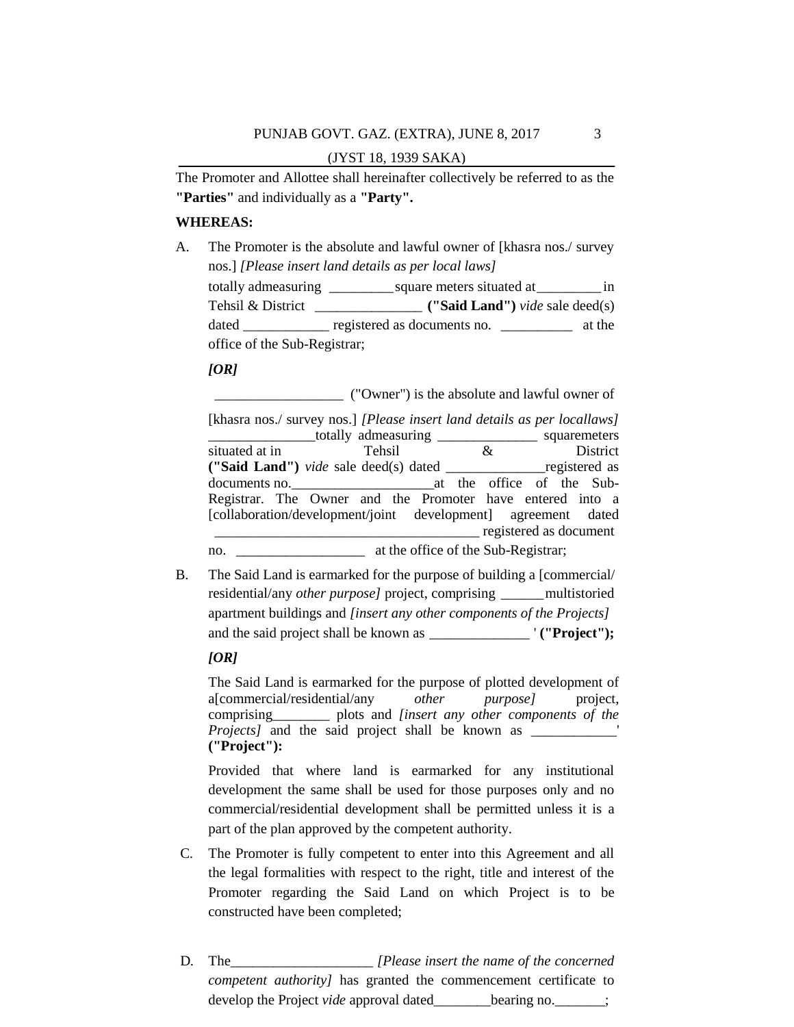The Promoter and Allottee shall hereinafter collectively be referred to as the **"Parties"** and individually as a **"Party".**

**WHEREAS:**

A. The Promoter is the absolute and lawful owner of [khasra nos./ survey nos.] *[Please insert land details as per local laws]* totally admeasuring _________ square meters situated at_________ in Tehsil & District _______________ **("Said Land")** *vide* sale deed(s) dated ____________ registered as documents no. __________ at the office of the Sub-Registrar;

***[OR]***

__________________ ("Owner") is the absolute and lawful owner of [khasra nos./ survey nos.] *[Please insert land details as per locallaws]* _______________totally admeasuring ______________ squaremeters situated at in Tehsil & District **("Said Land")** *vide* sale deed(s) dated ______________registered as documents no.____________________at the office of the Sub-Registrar. The Owner and the Promoter have entered into a [collaboration/development/joint development] agreement dated _____________________________________ registered as document no. __________________ at the office of the Sub-Registrar;

B. The Said Land is earmarked for the purpose of building a [commercial/ residential/any *other purpose]* project, comprising ______multistoried apartment buildings and *[insert any other components of the Projects]* and the said project shall be known as ______________ ' **("Project");**

***[OR]***

The Said Land is earmarked for the purpose of plotted development of a[commercial/residential/any *other purpose]* project, comprising________ plots and *[insert any other components of the Projects]* and the said project shall be known as ____________' **("Project"):**

Provided that where land is earmarked for any institutional development the same shall be used for those purposes only and no commercial/residential development shall be permitted unless it is a part of the plan approved by the competent authority.

C. The Promoter is fully competent to enter into this Agreement and all the legal formalities with respect to the right, title and interest of the Promoter regarding the Said Land on which Project is to be constructed have been completed;

D. The____________________ *[Please insert the name of the concerned competent authority]* has granted the commencement certificate to develop the Project *vide* approval dated________bearing no._______;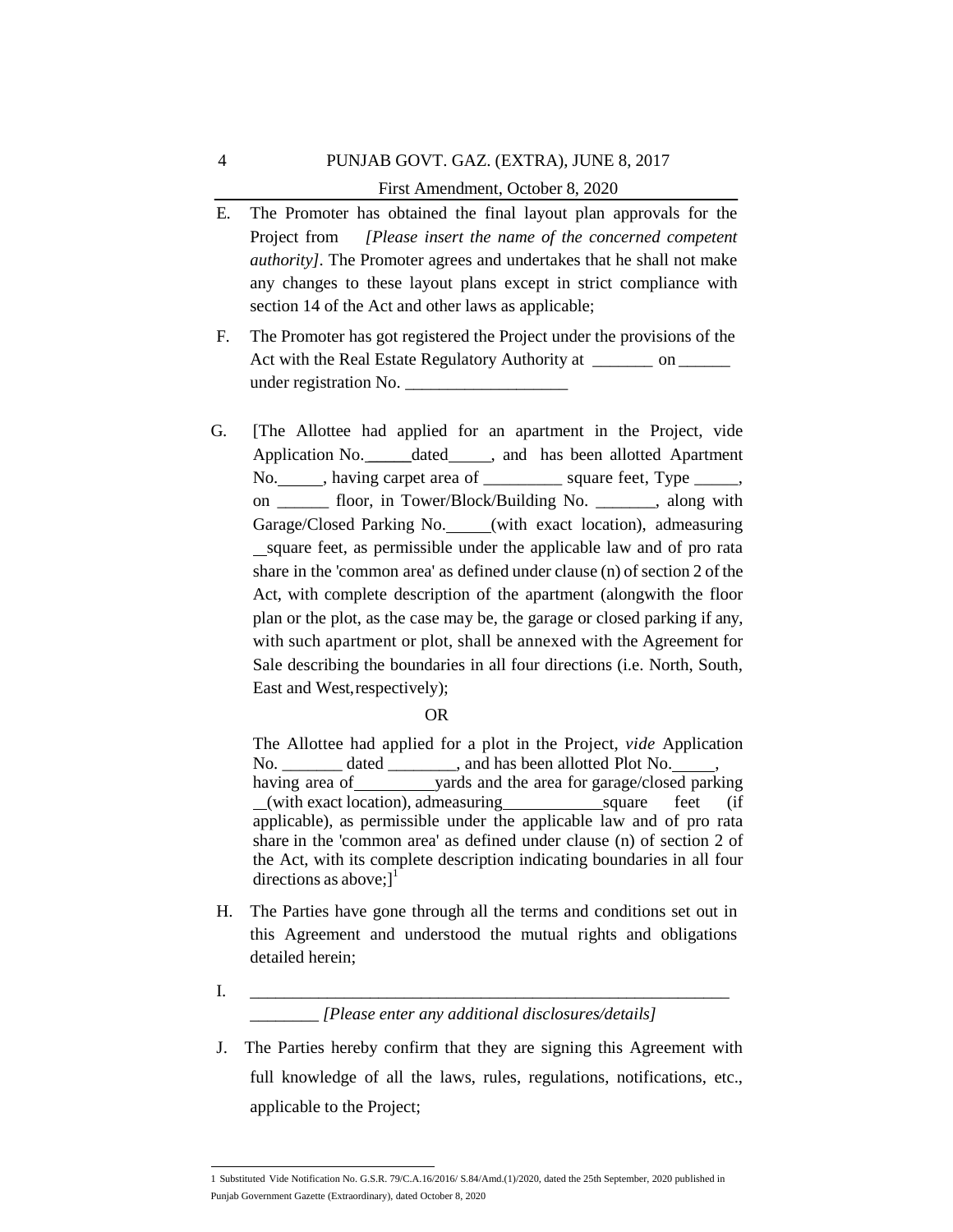E. The Promoter has obtained the final layout plan approvals for the Project from *[Please insert the name of the concerned competent authority]*. The Promoter agrees and undertakes that he shall not make any changes to these layout plans except in strict compliance with section 14 of the Act and other laws as applicable;

F. The Promoter has got registered the Project under the provisions of the Act with the Real Estate Regulatory Authority at _______ on ______ under registration No. ___________________

G. [The Allottee had applied for an apartment in the Project, vide Application No._____ dated_____, and has been allotted Apartment No._____, having carpet area of _________ square feet, Type _____, on ______ floor, in Tower/Block/Building No. _______, along with Garage/Closed Parking No._____ (with exact location), admeasuring __square feet, as permissible under the applicable law and of pro rata share in the 'common area' as defined under clause (n) of section 2 of the Act, with complete description of the apartment (alongwith the floor plan or the plot, as the case may be, the garage or closed parking if any, with such apartment or plot, shall be annexed with the Agreement for Sale describing the boundaries in all four directions (i.e. North, South, East and West, respectively);

OR

The Allottee had applied for a plot in the Project, *vide* Application No. _______ dated ________, and has been allotted Plot No._____, having area of_________yards and the area for garage/closed parking __(with exact location), admeasuring___________square feet (if applicable), as permissible under the applicable law and of pro rata share in the 'common area' as defined under clause (n) of section 2 of the Act, with its complete description indicating boundaries in all four directions as above;][1]

H. The Parties have gone through all the terms and conditions set out in this Agreement and understood the mutual rights and obligations detailed herein;

I. ___________________________________________________________ ________ *[Please enter any additional disclosures/details]*

J. The Parties hereby confirm that they are signing this Agreement with full knowledge of all the laws, rules, regulations, notifications, etc., applicable to the Project;

---

1 Substituted Vide Notification No. G.S.R. 79/C.A.16/2016/ S.84/Amd.(1)/2020, dated the 25th September, 2020 published in Punjab Government Gazette (Extraordinary), dated October 8, 2020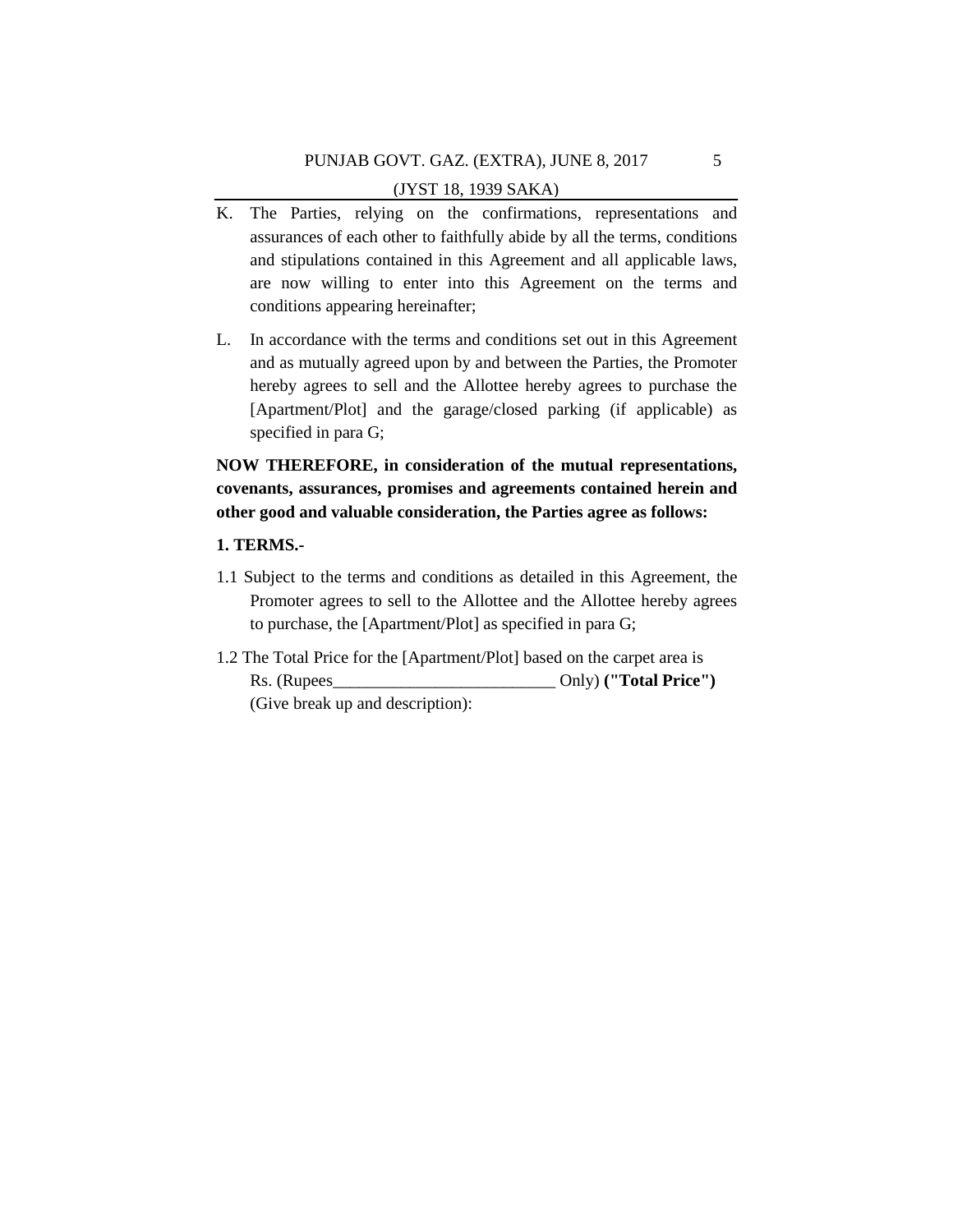K. The Parties, relying on the confirmations, representations and assurances of each other to faithfully abide by all the terms, conditions and stipulations contained in this Agreement and all applicable laws, are now willing to enter into this Agreement on the terms and conditions appearing hereinafter;

L. In accordance with the terms and conditions set out in this Agreement and as mutually agreed upon by and between the Parties, the Promoter hereby agrees to sell and the Allottee hereby agrees to purchase the [Apartment/Plot] and the garage/closed parking (if applicable) as specified in para G;

**NOW THEREFORE, in consideration of the mutual representations, covenants, assurances, promises and agreements contained herein and other good and valuable consideration, the Parties agree as follows:**

**1. TERMS.-**

1.1 Subject to the terms and conditions as detailed in this Agreement, the Promoter agrees to sell to the Allottee and the Allottee hereby agrees to purchase, the [Apartment/Plot] as specified in para G;

1.2 The Total Price for the [Apartment/Plot] based on the carpet area is Rs. (Rupees__________________________ Only) **("Total Price")** (Give break up and description):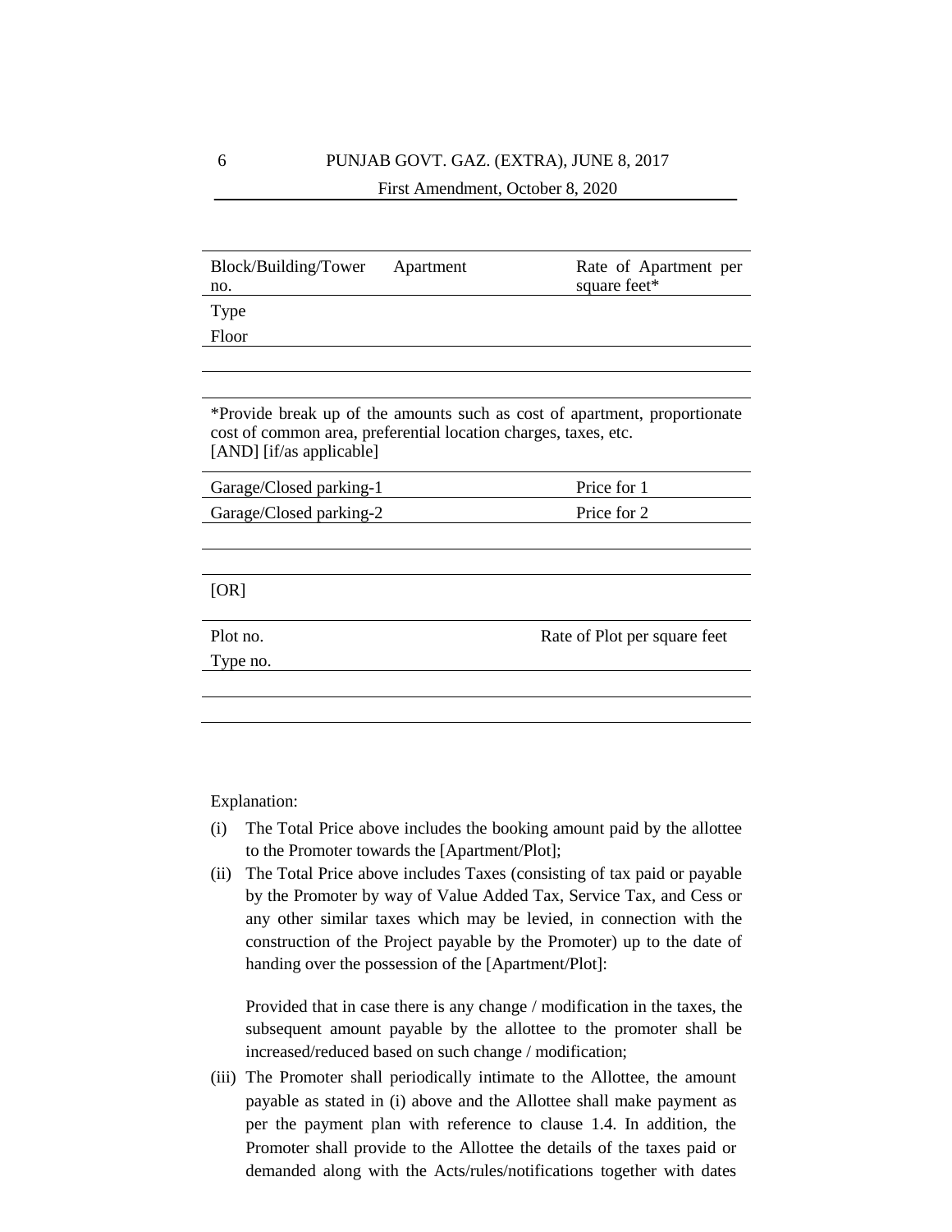| Block/Building/Tower no. | Apartment | Rate of Apartment per square feet* |
|---|---|---|
| Type | | |
| Floor | | |
| | | |
| | | |

*Provide break up of the amounts such as cost of apartment, proportionate cost of common area, preferential location charges, taxes, etc.
[AND] [if/as applicable]

| Garage/Closed parking-1 | Price for 1 |
|---|---|
| Garage/Closed parking-2 | Price for 2 |
| | |
| | |

[OR]

| Plot no. | Rate of Plot per square feet |
|---|---|
| Type no. | |
| | |
| | |

Explanation:

(i) The Total Price above includes the booking amount paid by the allottee to the Promoter towards the [Apartment/Plot];

(ii) The Total Price above includes Taxes (consisting of tax paid or payable by the Promoter by way of Value Added Tax, Service Tax, and Cess or any other similar taxes which may be levied, in connection with the construction of the Project payable by the Promoter) up to the date of handing over the possession of the [Apartment/Plot]:

Provided that in case there is any change / modification in the taxes, the subsequent amount payable by the allottee to the promoter shall be increased/reduced based on such change / modification;

(iii) The Promoter shall periodically intimate to the Allottee, the amount payable as stated in (i) above and the Allottee shall make payment as per the payment plan with reference to clause 1.4. In addition, the Promoter shall provide to the Allottee the details of the taxes paid or demanded along with the Acts/rules/notifications together with dates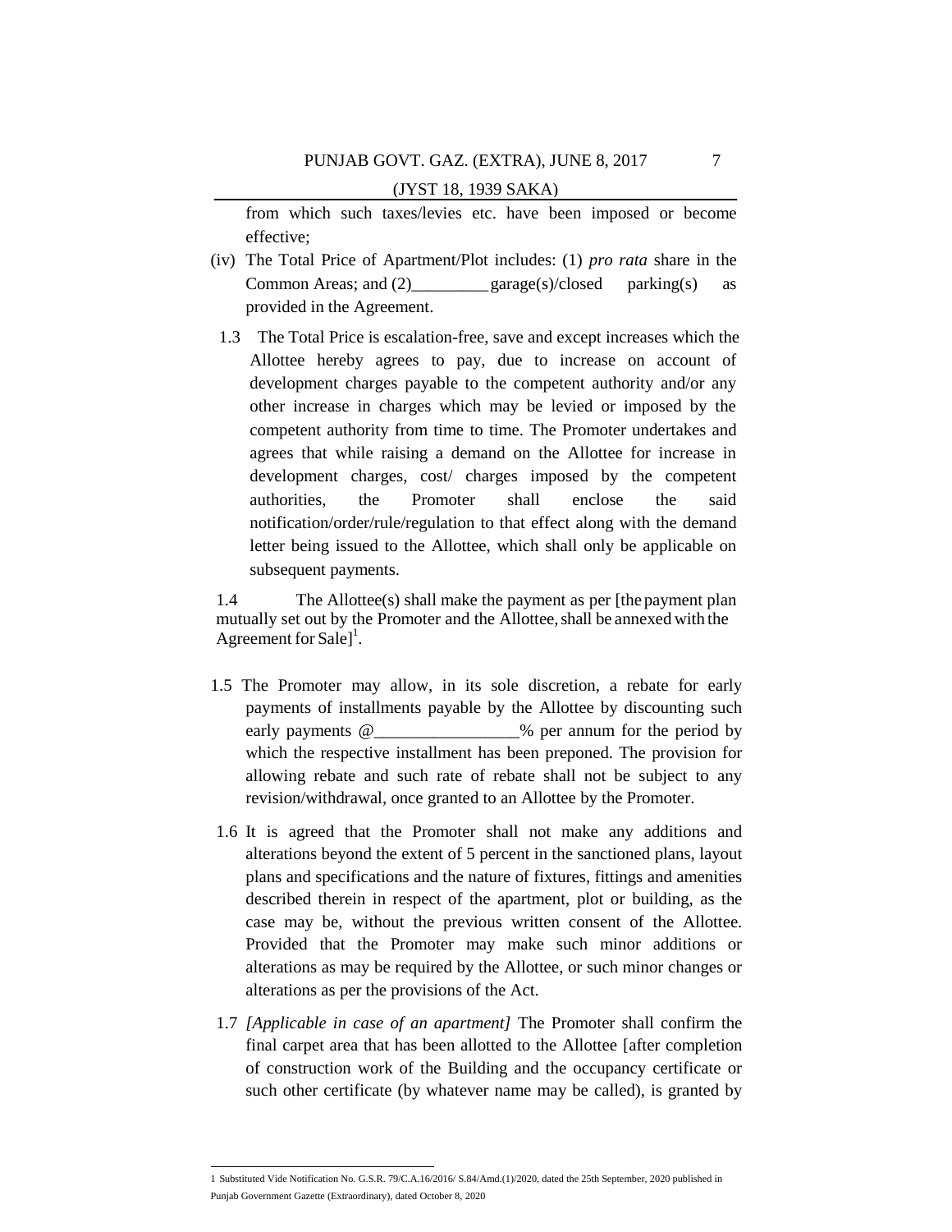from which such taxes/levies etc. have been imposed or become effective;

(iv) The Total Price of Apartment/Plot includes: (1) *pro rata* share in the Common Areas; and (2)_________ garage(s)/closed parking(s) as provided in the Agreement.

1.3 The Total Price is escalation-free, save and except increases which the Allottee hereby agrees to pay, due to increase on account of development charges payable to the competent authority and/or any other increase in charges which may be levied or imposed by the competent authority from time to time. The Promoter undertakes and agrees that while raising a demand on the Allottee for increase in development charges, cost/ charges imposed by the competent authorities, the Promoter shall enclose the said notification/order/rule/regulation to that effect along with the demand letter being issued to the Allottee, which shall only be applicable on subsequent payments.

1.4 The Allottee(s) shall make the payment as per [the payment plan mutually set out by the Promoter and the Allottee, shall be annexed with the Agreement for Sale][1].

1.5 The Promoter may allow, in its sole discretion, a rebate for early payments of installments payable by the Allottee by discounting such early payments @_________________% per annum for the period by which the respective installment has been preponed. The provision for allowing rebate and such rate of rebate shall not be subject to any revision/withdrawal, once granted to an Allottee by the Promoter.

1.6 It is agreed that the Promoter shall not make any additions and alterations beyond the extent of 5 percent in the sanctioned plans, layout plans and specifications and the nature of fixtures, fittings and amenities described therein in respect of the apartment, plot or building, as the case may be, without the previous written consent of the Allottee. Provided that the Promoter may make such minor additions or alterations as may be required by the Allottee, or such minor changes or alterations as per the provisions of the Act.

1.7 *[Applicable in case of an apartment]* The Promoter shall confirm the final carpet area that has been allotted to the Allottee [after completion of construction work of the Building and the occupancy certificate or such other certificate (by whatever name may be called), is granted by

---

1 Substituted Vide Notification No. G.S.R. 79/C.A.16/2016/ S.84/Amd.(1)/2020, dated the 25th September, 2020 published in Punjab Government Gazette (Extraordinary), dated October 8, 2020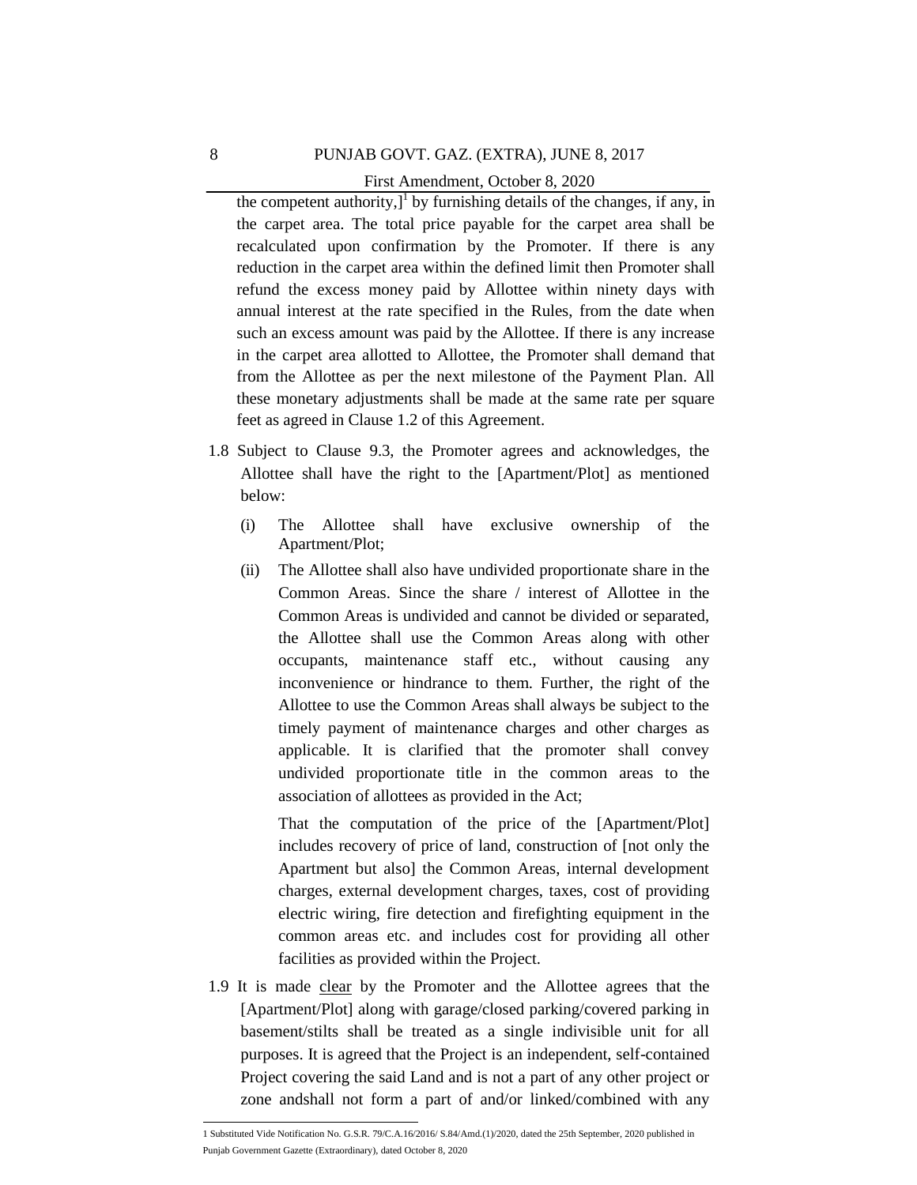the competent authority,][1] by furnishing details of the changes, if any, in the carpet area. The total price payable for the carpet area shall be recalculated upon confirmation by the Promoter. If there is any reduction in the carpet area within the defined limit then Promoter shall refund the excess money paid by Allottee within ninety days with annual interest at the rate specified in the Rules, from the date when such an excess amount was paid by the Allottee. If there is any increase in the carpet area allotted to Allottee, the Promoter shall demand that from the Allottee as per the next milestone of the Payment Plan. All these monetary adjustments shall be made at the same rate per square feet as agreed in Clause 1.2 of this Agreement.

1.8 Subject to Clause 9.3, the Promoter agrees and acknowledges, the Allottee shall have the right to the [Apartment/Plot] as mentioned below:

(i) The Allottee shall have exclusive ownership of the Apartment/Plot;

(ii) The Allottee shall also have undivided proportionate share in the Common Areas. Since the share / interest of Allottee in the Common Areas is undivided and cannot be divided or separated, the Allottee shall use the Common Areas along with other occupants, maintenance staff etc., without causing any inconvenience or hindrance to them. Further, the right of the Allottee to use the Common Areas shall always be subject to the timely payment of maintenance charges and other charges as applicable. It is clarified that the promoter shall convey undivided proportionate title in the common areas to the association of allottees as provided in the Act;

That the computation of the price of the [Apartment/Plot] includes recovery of price of land, construction of [not only the Apartment but also] the Common Areas, internal development charges, external development charges, taxes, cost of providing electric wiring, fire detection and firefighting equipment in the common areas etc. and includes cost for providing all other facilities as provided within the Project.

1.9 It is made clear by the Promoter and the Allottee agrees that the [Apartment/Plot] along with garage/closed parking/covered parking in basement/stilts shall be treated as a single indivisible unit for all purposes. It is agreed that the Project is an independent, self-contained Project covering the said Land and is not a part of any other project or zone andshall not form a part of and/or linked/combined with any

---

1 Substituted Vide Notification No. G.S.R. 79/C.A.16/2016/ S.84/Amd.(1)/2020, dated the 25th September, 2020 published in Punjab Government Gazette (Extraordinary), dated October 8, 2020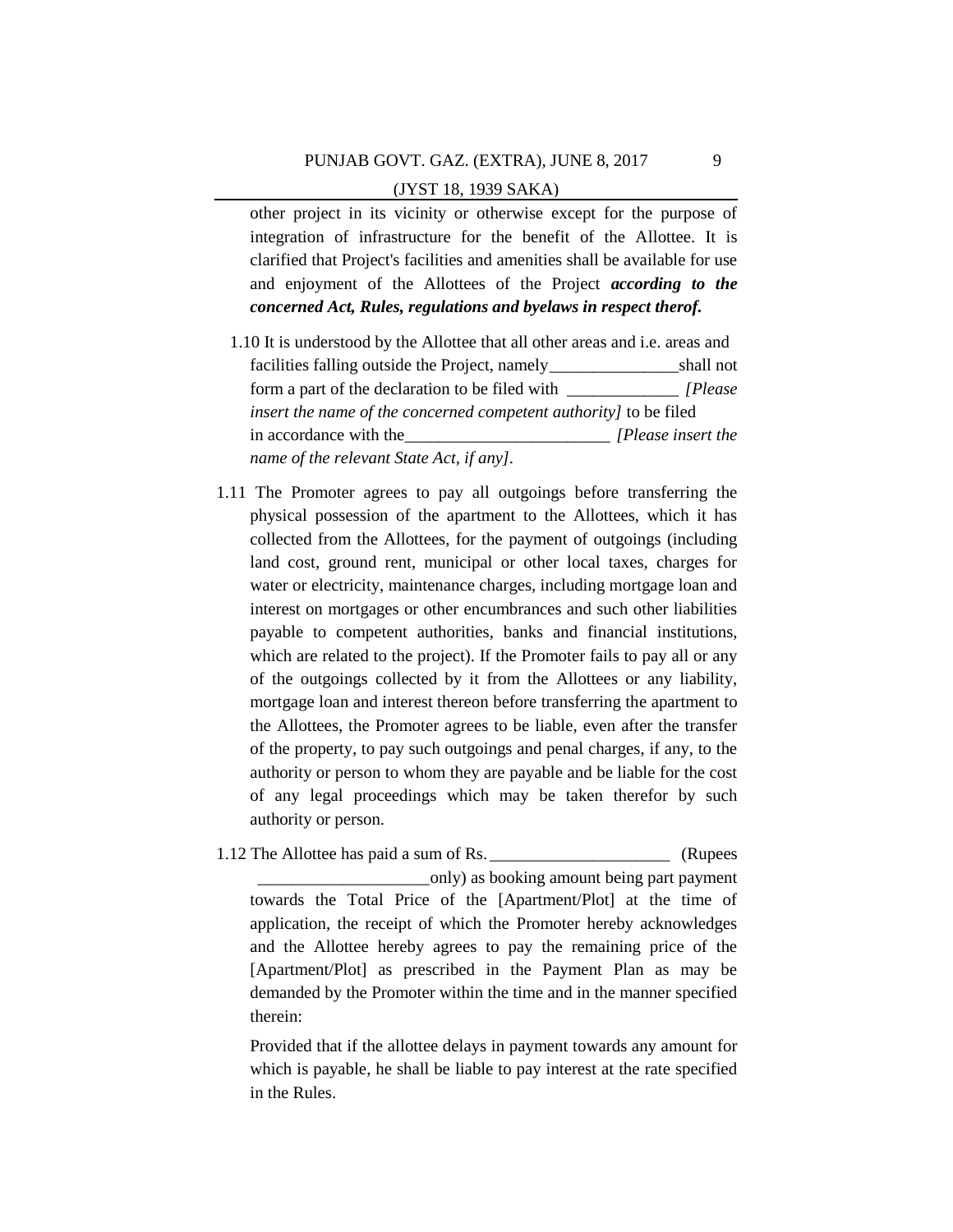other project in its vicinity or otherwise except for the purpose of integration of infrastructure for the benefit of the Allottee. It is clarified that Project's facilities and amenities shall be available for use and enjoyment of the Allottees of the Project ***according to the concerned Act, Rules, regulations and byelaws in respect therof.***

1.10 It is understood by the Allottee that all other areas and i.e. areas and facilities falling outside the Project, namely_______________shall not form a part of the declaration to be filed with _____________ *[Please insert the name of the concerned competent authority]* to be filed in accordance with the________________________ *[Please insert the name of the relevant State Act, if any]*.

1.11 The Promoter agrees to pay all outgoings before transferring the physical possession of the apartment to the Allottees, which it has collected from the Allottees, for the payment of outgoings (including land cost, ground rent, municipal or other local taxes, charges for water or electricity, maintenance charges, including mortgage loan and interest on mortgages or other encumbrances and such other liabilities payable to competent authorities, banks and financial institutions, which are related to the project). If the Promoter fails to pay all or any of the outgoings collected by it from the Allottees or any liability, mortgage loan and interest thereon before transferring the apartment to the Allottees, the Promoter agrees to be liable, even after the transfer of the property, to pay such outgoings and penal charges, if any, to the authority or person to whom they are payable and be liable for the cost of any legal proceedings which may be taken therefor by such authority or person.

1.12 The Allottee has paid a sum of Rs. _____________________ (Rupees ____________________only) as booking amount being part payment towards the Total Price of the [Apartment/Plot] at the time of application, the receipt of which the Promoter hereby acknowledges and the Allottee hereby agrees to pay the remaining price of the [Apartment/Plot] as prescribed in the Payment Plan as may be demanded by the Promoter within the time and in the manner specified therein:

Provided that if the allottee delays in payment towards any amount for which is payable, he shall be liable to pay interest at the rate specified in the Rules.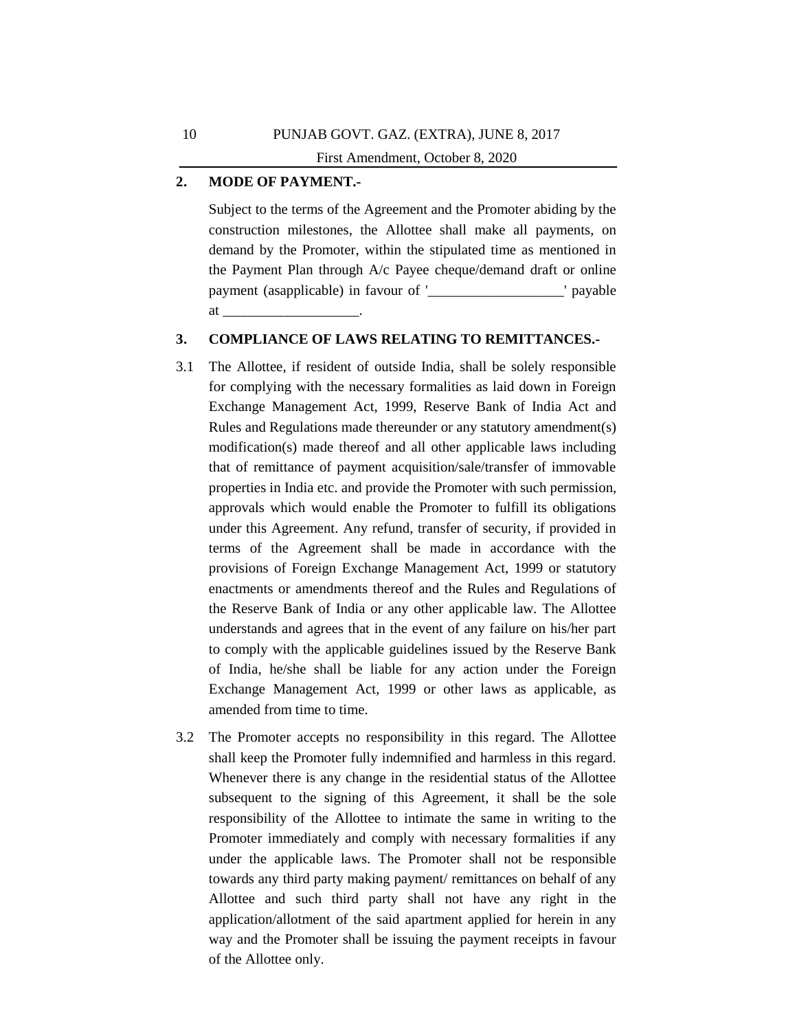## 2. MODE OF PAYMENT.-

Subject to the terms of the Agreement and the Promoter abiding by the construction milestones, the Allottee shall make all payments, on demand by the Promoter, within the stipulated time as mentioned in the Payment Plan through A/c Payee cheque/demand draft or online payment (asapplicable) in favour of '___________________' payable at ___________________.

## 3. COMPLIANCE OF LAWS RELATING TO REMITTANCES.-

3.1 The Allottee, if resident of outside India, shall be solely responsible for complying with the necessary formalities as laid down in Foreign Exchange Management Act, 1999, Reserve Bank of India Act and Rules and Regulations made thereunder or any statutory amendment(s) modification(s) made thereof and all other applicable laws including that of remittance of payment acquisition/sale/transfer of immovable properties in India etc. and provide the Promoter with such permission, approvals which would enable the Promoter to fulfill its obligations under this Agreement. Any refund, transfer of security, if provided in terms of the Agreement shall be made in accordance with the provisions of Foreign Exchange Management Act, 1999 or statutory enactments or amendments thereof and the Rules and Regulations of the Reserve Bank of India or any other applicable law. The Allottee understands and agrees that in the event of any failure on his/her part to comply with the applicable guidelines issued by the Reserve Bank of India, he/she shall be liable for any action under the Foreign Exchange Management Act, 1999 or other laws as applicable, as amended from time to time.

3.2 The Promoter accepts no responsibility in this regard. The Allottee shall keep the Promoter fully indemnified and harmless in this regard. Whenever there is any change in the residential status of the Allottee subsequent to the signing of this Agreement, it shall be the sole responsibility of the Allottee to intimate the same in writing to the Promoter immediately and comply with necessary formalities if any under the applicable laws. The Promoter shall not be responsible towards any third party making payment/ remittances on behalf of any Allottee and such third party shall not have any right in the application/allotment of the said apartment applied for herein in any way and the Promoter shall be issuing the payment receipts in favour of the Allottee only.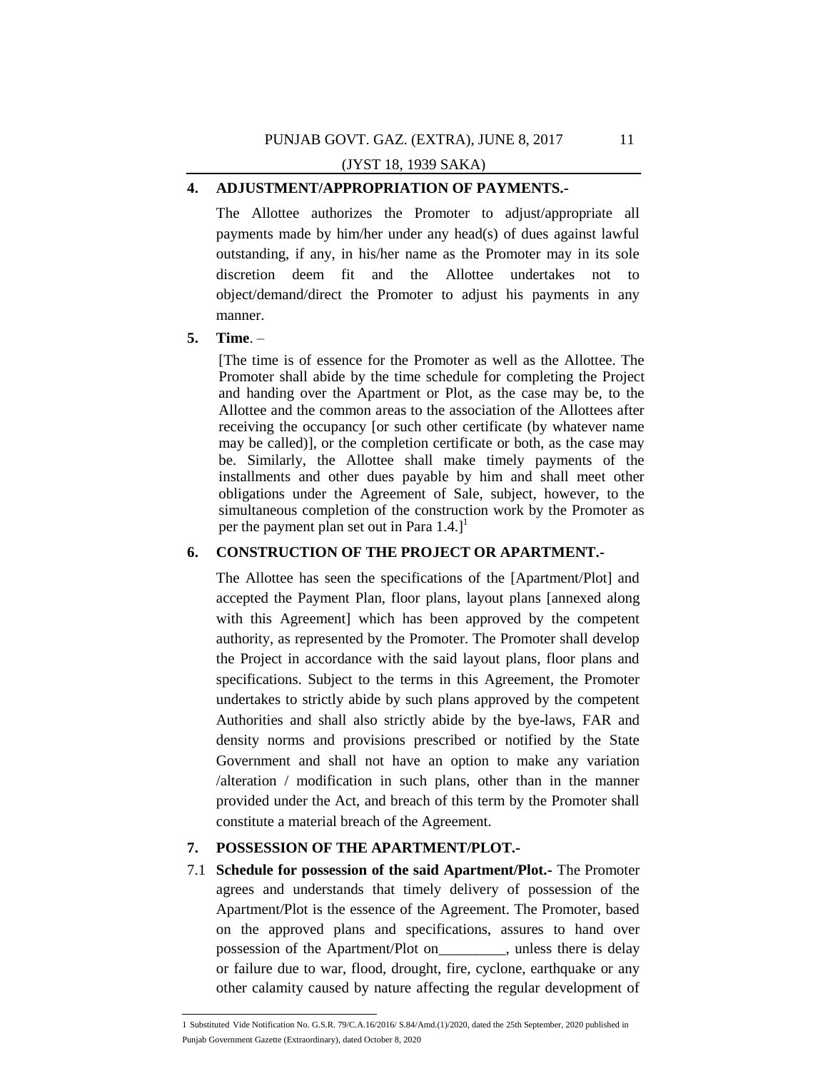**4. ADJUSTMENT/APPROPRIATION OF PAYMENTS.-**

The Allottee authorizes the Promoter to adjust/appropriate all payments made by him/her under any head(s) of dues against lawful outstanding, if any, in his/her name as the Promoter may in its sole discretion deem fit and the Allottee undertakes not to object/demand/direct the Promoter to adjust his payments in any manner.

**5. Time**. –

[The time is of essence for the Promoter as well as the Allottee. The Promoter shall abide by the time schedule for completing the Project and handing over the Apartment or Plot, as the case may be, to the Allottee and the common areas to the association of the Allottees after receiving the occupancy [or such other certificate (by whatever name may be called)], or the completion certificate or both, as the case may be. Similarly, the Allottee shall make timely payments of the installments and other dues payable by him and shall meet other obligations under the Agreement of Sale, subject, however, to the simultaneous completion of the construction work by the Promoter as per the payment plan set out in Para 1.4.][1]

**6. CONSTRUCTION OF THE PROJECT OR APARTMENT.-**

The Allottee has seen the specifications of the [Apartment/Plot] and accepted the Payment Plan, floor plans, layout plans [annexed along with this Agreement] which has been approved by the competent authority, as represented by the Promoter. The Promoter shall develop the Project in accordance with the said layout plans, floor plans and specifications. Subject to the terms in this Agreement, the Promoter undertakes to strictly abide by such plans approved by the competent Authorities and shall also strictly abide by the bye-laws, FAR and density norms and provisions prescribed or notified by the State Government and shall not have an option to make any variation /alteration / modification in such plans, other than in the manner provided under the Act, and breach of this term by the Promoter shall constitute a material breach of the Agreement.

**7. POSSESSION OF THE APARTMENT/PLOT.-**

7.1 **Schedule for possession of the said Apartment/Plot.-** The Promoter agrees and understands that timely delivery of possession of the Apartment/Plot is the essence of the Agreement. The Promoter, based on the approved plans and specifications, assures to hand over possession of the Apartment/Plot on_________, unless there is delay or failure due to war, flood, drought, fire, cyclone, earthquake or any other calamity caused by nature affecting the regular development of

---

1 Substituted Vide Notification No. G.S.R. 79/C.A.16/2016/ S.84/Amd.(1)/2020, dated the 25th September, 2020 published in Punjab Government Gazette (Extraordinary), dated October 8, 2020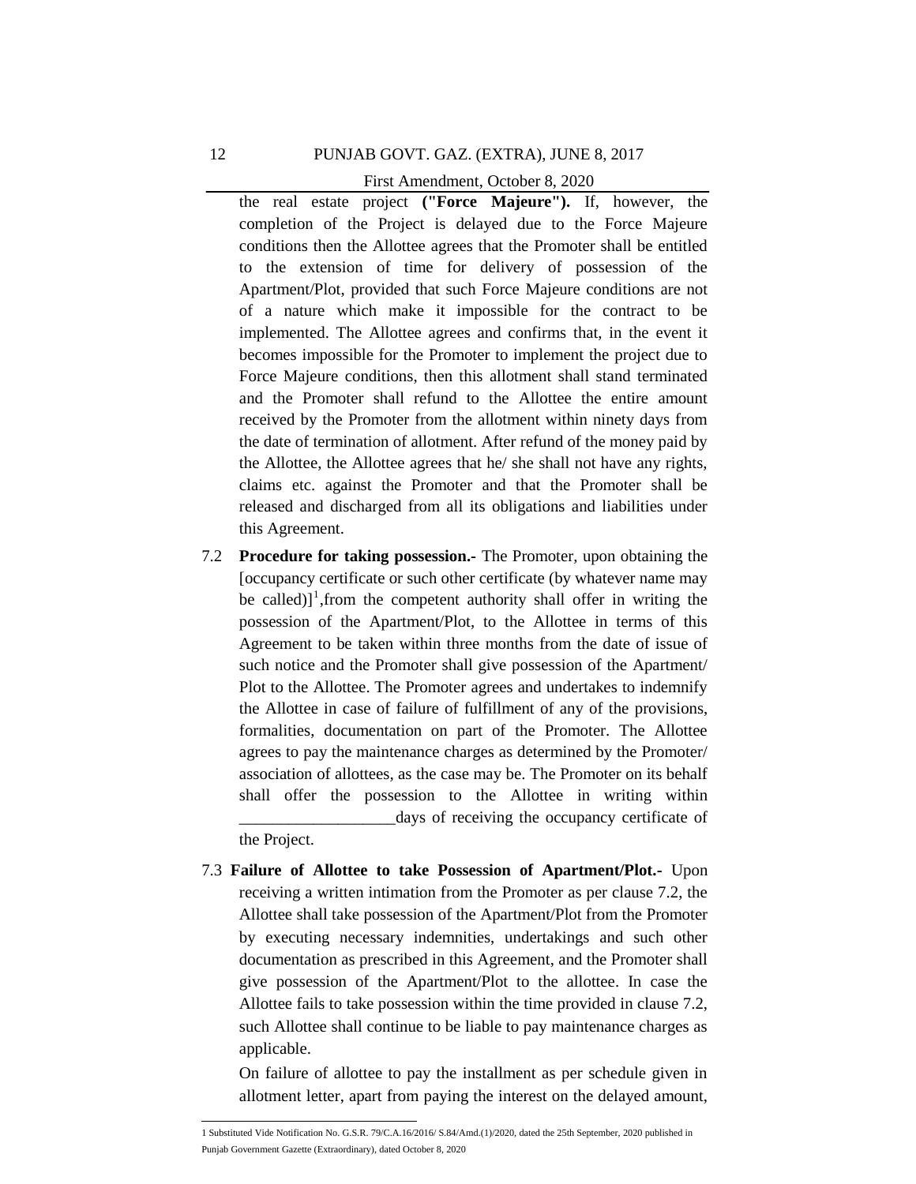the real estate project **("Force Majeure").** If, however, the completion of the Project is delayed due to the Force Majeure conditions then the Allottee agrees that the Promoter shall be entitled to the extension of time for delivery of possession of the Apartment/Plot, provided that such Force Majeure conditions are not of a nature which make it impossible for the contract to be implemented. The Allottee agrees and confirms that, in the event it becomes impossible for the Promoter to implement the project due to Force Majeure conditions, then this allotment shall stand terminated and the Promoter shall refund to the Allottee the entire amount received by the Promoter from the allotment within ninety days from the date of termination of allotment. After refund of the money paid by the Allottee, the Allottee agrees that he/ she shall not have any rights, claims etc. against the Promoter and that the Promoter shall be released and discharged from all its obligations and liabilities under this Agreement.

7.2 **Procedure for taking possession.-** The Promoter, upon obtaining the [occupancy certificate or such other certificate (by whatever name may be called)][1],from the competent authority shall offer in writing the possession of the Apartment/Plot, to the Allottee in terms of this Agreement to be taken within three months from the date of issue of such notice and the Promoter shall give possession of the Apartment/ Plot to the Allottee. The Promoter agrees and undertakes to indemnify the Allottee in case of failure of fulfillment of any of the provisions, formalities, documentation on part of the Promoter. The Allottee agrees to pay the maintenance charges as determined by the Promoter/ association of allottees, as the case may be. The Promoter on its behalf shall offer the possession to the Allottee in writing within ___________________days of receiving the occupancy certificate of the Project.

7.3 **Failure of Allottee to take Possession of Apartment/Plot.-** Upon receiving a written intimation from the Promoter as per clause 7.2, the Allottee shall take possession of the Apartment/Plot from the Promoter by executing necessary indemnities, undertakings and such other documentation as prescribed in this Agreement, and the Promoter shall give possession of the Apartment/Plot to the allottee. In case the Allottee fails to take possession within the time provided in clause 7.2, such Allottee shall continue to be liable to pay maintenance charges as applicable.

On failure of allottee to pay the installment as per schedule given in allotment letter, apart from paying the interest on the delayed amount,

---

1 Substituted Vide Notification No. G.S.R. 79/C.A.16/2016/ S.84/Amd.(1)/2020, dated the 25th September, 2020 published in Punjab Government Gazette (Extraordinary), dated October 8, 2020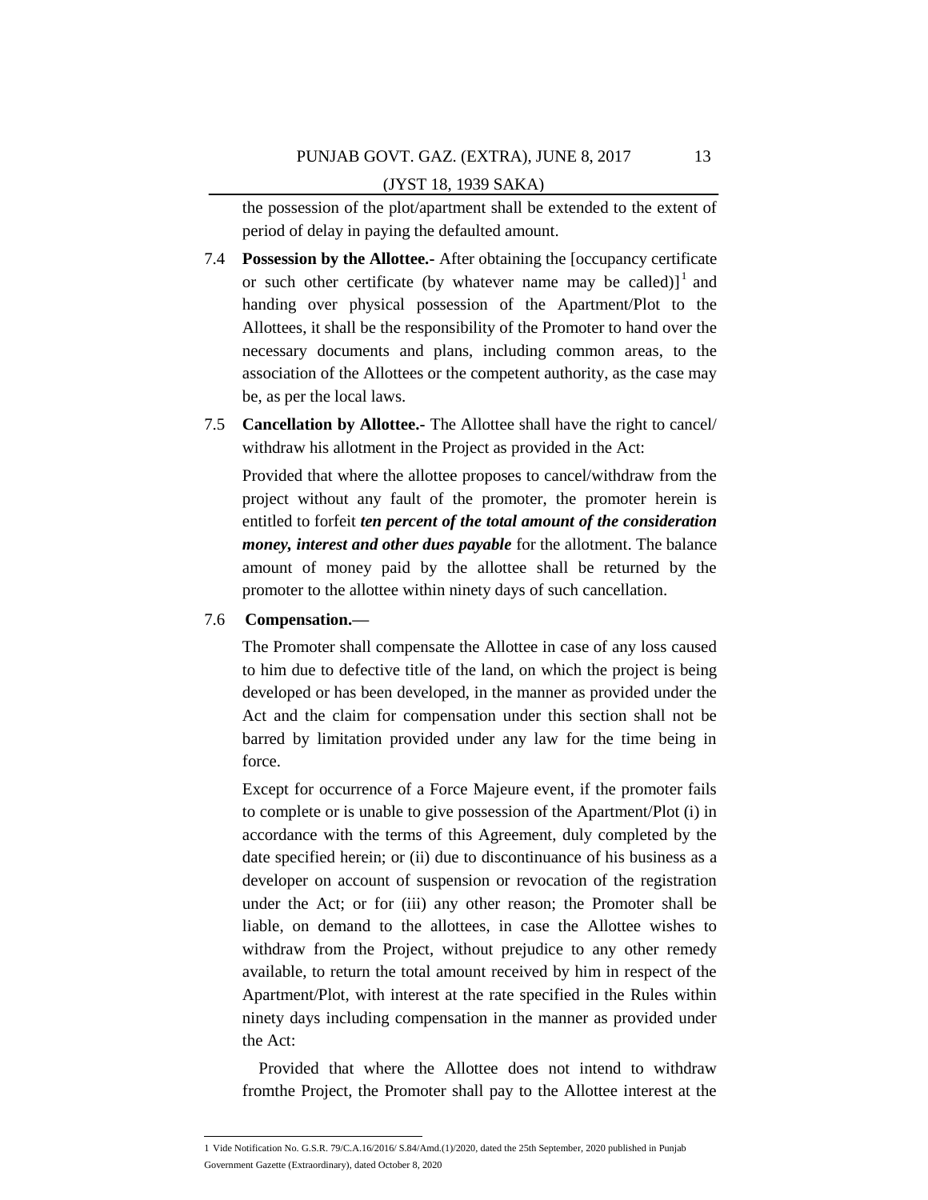the possession of the plot/apartment shall be extended to the extent of period of delay in paying the defaulted amount.

7.4 **Possession by the Allottee.-** After obtaining the [occupancy certificate or such other certificate (by whatever name may be called)][1] and handing over physical possession of the Apartment/Plot to the Allottees, it shall be the responsibility of the Promoter to hand over the necessary documents and plans, including common areas, to the association of the Allottees or the competent authority, as the case may be, as per the local laws.

7.5 **Cancellation by Allottee.-** The Allottee shall have the right to cancel/ withdraw his allotment in the Project as provided in the Act:

Provided that where the allottee proposes to cancel/withdraw from the project without any fault of the promoter, the promoter herein is entitled to forfeit ***ten percent of the total amount of the consideration money, interest and other dues payable*** for the allotment. The balance amount of money paid by the allottee shall be returned by the promoter to the allottee within ninety days of such cancellation.

7.6 **Compensation.—**

The Promoter shall compensate the Allottee in case of any loss caused to him due to defective title of the land, on which the project is being developed or has been developed, in the manner as provided under the Act and the claim for compensation under this section shall not be barred by limitation provided under any law for the time being in force.

Except for occurrence of a Force Majeure event, if the promoter fails to complete or is unable to give possession of the Apartment/Plot (i) in accordance with the terms of this Agreement, duly completed by the date specified herein; or (ii) due to discontinuance of his business as a developer on account of suspension or revocation of the registration under the Act; or for (iii) any other reason; the Promoter shall be liable, on demand to the allottees, in case the Allottee wishes to withdraw from the Project, without prejudice to any other remedy available, to return the total amount received by him in respect of the Apartment/Plot, with interest at the rate specified in the Rules within ninety days including compensation in the manner as provided under the Act:

Provided that where the Allottee does not intend to withdraw fromthe Project, the Promoter shall pay to the Allottee interest at the

---

1 Vide Notification No. G.S.R. 79/C.A.16/2016/ S.84/Amd.(1)/2020, dated the 25th September, 2020 published in Punjab Government Gazette (Extraordinary), dated October 8, 2020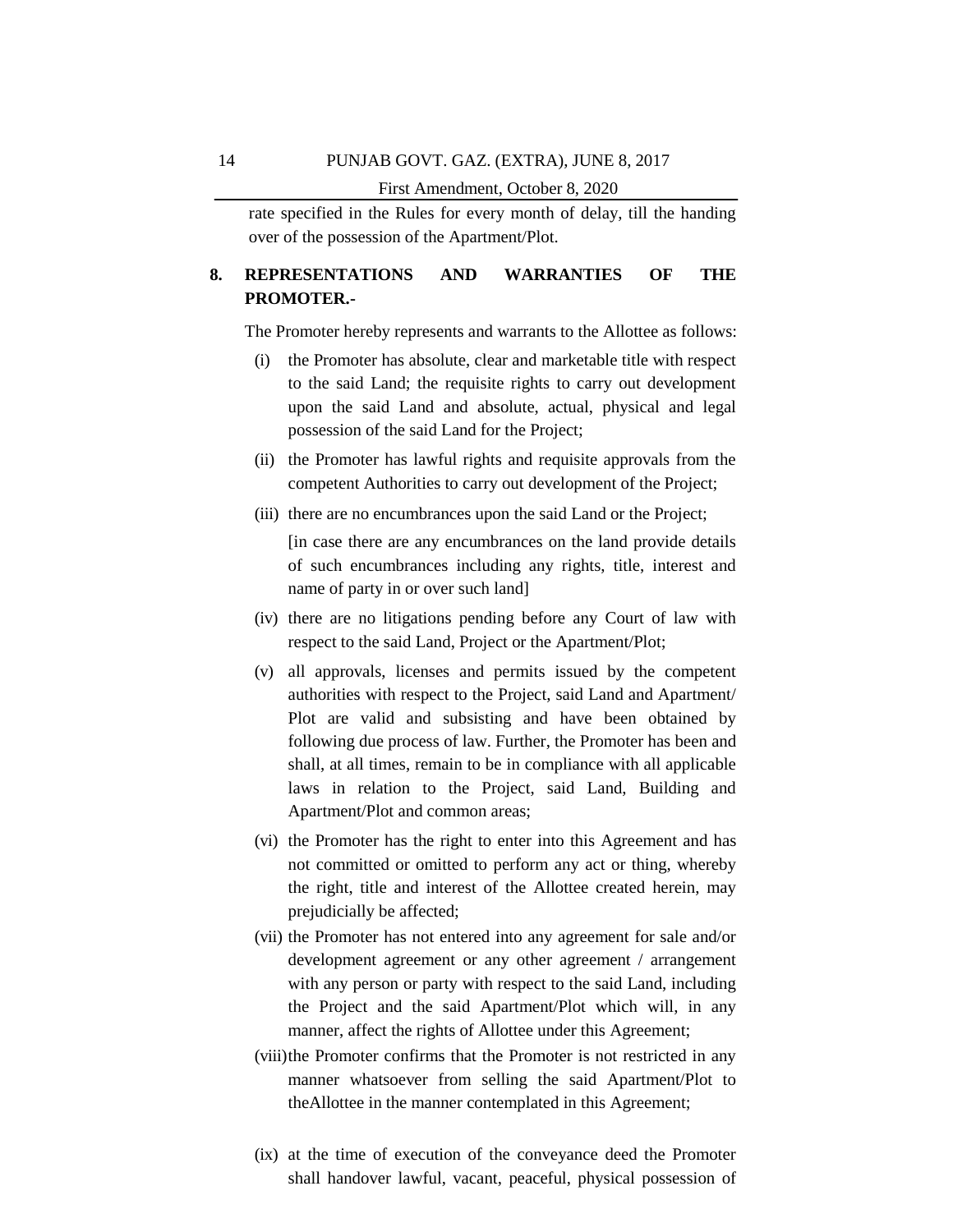rate specified in the Rules for every month of delay, till the handing over of the possession of the Apartment/Plot.

## 8. REPRESENTATIONS AND WARRANTIES OF THE PROMOTER.-

The Promoter hereby represents and warrants to the Allottee as follows:

(i) the Promoter has absolute, clear and marketable title with respect to the said Land; the requisite rights to carry out development upon the said Land and absolute, actual, physical and legal possession of the said Land for the Project;

(ii) the Promoter has lawful rights and requisite approvals from the competent Authorities to carry out development of the Project;

(iii) there are no encumbrances upon the said Land or the Project;

[in case there are any encumbrances on the land provide details of such encumbrances including any rights, title, interest and name of party in or over such land]

(iv) there are no litigations pending before any Court of law with respect to the said Land, Project or the Apartment/Plot;

(v) all approvals, licenses and permits issued by the competent authorities with respect to the Project, said Land and Apartment/ Plot are valid and subsisting and have been obtained by following due process of law. Further, the Promoter has been and shall, at all times, remain to be in compliance with all applicable laws in relation to the Project, said Land, Building and Apartment/Plot and common areas;

(vi) the Promoter has the right to enter into this Agreement and has not committed or omitted to perform any act or thing, whereby the right, title and interest of the Allottee created herein, may prejudicially be affected;

(vii) the Promoter has not entered into any agreement for sale and/or development agreement or any other agreement / arrangement with any person or party with respect to the said Land, including the Project and the said Apartment/Plot which will, in any manner, affect the rights of Allottee under this Agreement;

(viii) the Promoter confirms that the Promoter is not restricted in any manner whatsoever from selling the said Apartment/Plot to theAllottee in the manner contemplated in this Agreement;

(ix) at the time of execution of the conveyance deed the Promoter shall handover lawful, vacant, peaceful, physical possession of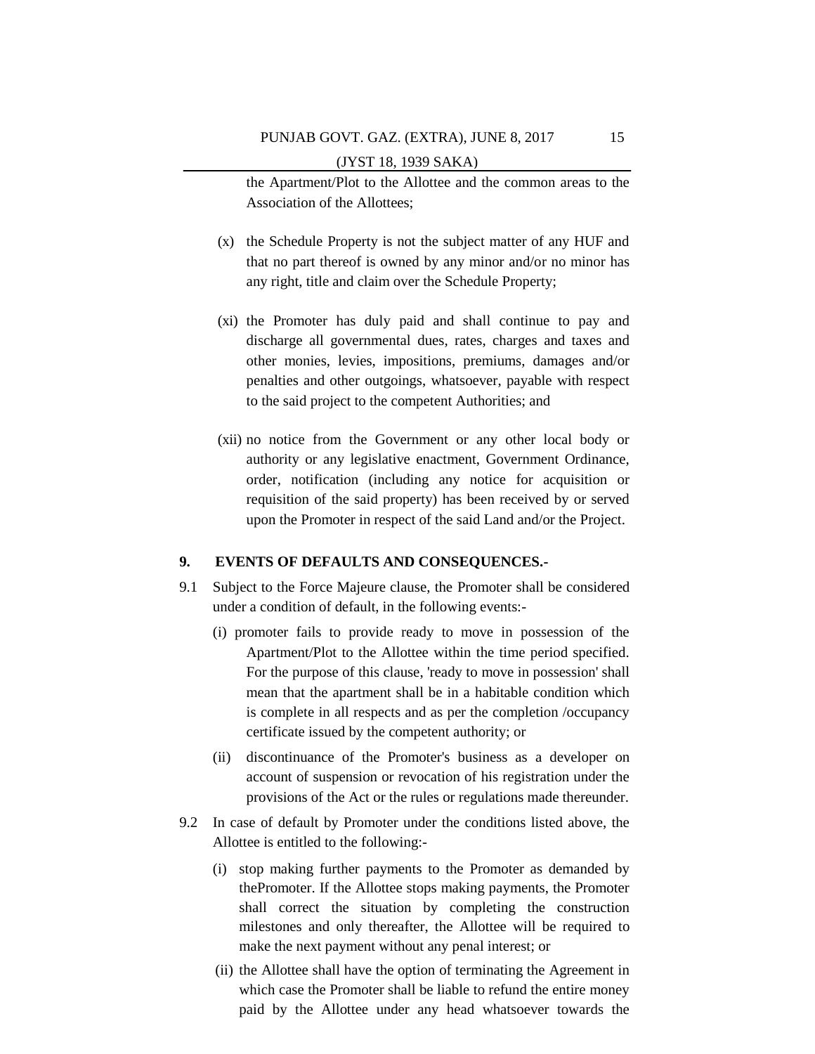the Apartment/Plot to the Allottee and the common areas to the Association of the Allottees;

(x) the Schedule Property is not the subject matter of any HUF and that no part thereof is owned by any minor and/or no minor has any right, title and claim over the Schedule Property;

(xi) the Promoter has duly paid and shall continue to pay and discharge all governmental dues, rates, charges and taxes and other monies, levies, impositions, premiums, damages and/or penalties and other outgoings, whatsoever, payable with respect to the said project to the competent Authorities; and

(xii) no notice from the Government or any other local body or authority or any legislative enactment, Government Ordinance, order, notification (including any notice for acquisition or requisition of the said property) has been received by or served upon the Promoter in respect of the said Land and/or the Project.

**9. EVENTS OF DEFAULTS AND CONSEQUENCES.-**

9.1 Subject to the Force Majeure clause, the Promoter shall be considered under a condition of default, in the following events:-

(i) promoter fails to provide ready to move in possession of the Apartment/Plot to the Allottee within the time period specified. For the purpose of this clause, 'ready to move in possession' shall mean that the apartment shall be in a habitable condition which is complete in all respects and as per the completion /occupancy certificate issued by the competent authority; or

(ii) discontinuance of the Promoter's business as a developer on account of suspension or revocation of his registration under the provisions of the Act or the rules or regulations made thereunder.

9.2 In case of default by Promoter under the conditions listed above, the Allottee is entitled to the following:-

(i) stop making further payments to the Promoter as demanded by thePromoter. If the Allottee stops making payments, the Promoter shall correct the situation by completing the construction milestones and only thereafter, the Allottee will be required to make the next payment without any penal interest; or

(ii) the Allottee shall have the option of terminating the Agreement in which case the Promoter shall be liable to refund the entire money paid by the Allottee under any head whatsoever towards the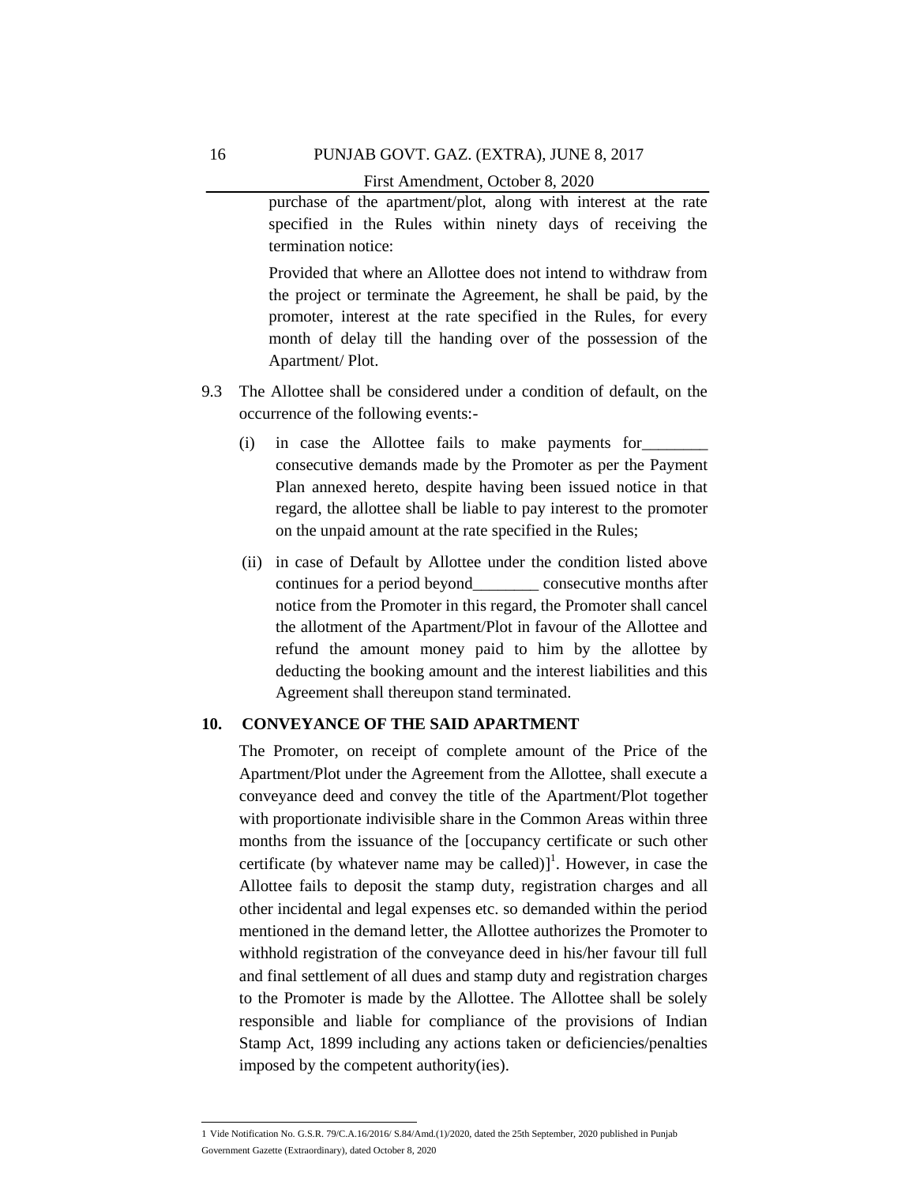purchase of the apartment/plot, along with interest at the rate specified in the Rules within ninety days of receiving the termination notice:

Provided that where an Allottee does not intend to withdraw from the project or terminate the Agreement, he shall be paid, by the promoter, interest at the rate specified in the Rules, for every month of delay till the handing over of the possession of the Apartment/ Plot.

9.3 The Allottee shall be considered under a condition of default, on the occurrence of the following events:-

(i) in case the Allottee fails to make payments for________ consecutive demands made by the Promoter as per the Payment Plan annexed hereto, despite having been issued notice in that regard, the allottee shall be liable to pay interest to the promoter on the unpaid amount at the rate specified in the Rules;

(ii) in case of Default by Allottee under the condition listed above continues for a period beyond________ consecutive months after notice from the Promoter in this regard, the Promoter shall cancel the allotment of the Apartment/Plot in favour of the Allottee and refund the amount money paid to him by the allottee by deducting the booking amount and the interest liabilities and this Agreement shall thereupon stand terminated.

## 10. CONVEYANCE OF THE SAID APARTMENT

The Promoter, on receipt of complete amount of the Price of the Apartment/Plot under the Agreement from the Allottee, shall execute a conveyance deed and convey the title of the Apartment/Plot together with proportionate indivisible share in the Common Areas within three months from the issuance of the [occupancy certificate or such other certificate (by whatever name may be called)][1]. However, in case the Allottee fails to deposit the stamp duty, registration charges and all other incidental and legal expenses etc. so demanded within the period mentioned in the demand letter, the Allottee authorizes the Promoter to withhold registration of the conveyance deed in his/her favour till full and final settlement of all dues and stamp duty and registration charges to the Promoter is made by the Allottee. The Allottee shall be solely responsible and liable for compliance of the provisions of Indian Stamp Act, 1899 including any actions taken or deficiencies/penalties imposed by the competent authority(ies).

---

1 Vide Notification No. G.S.R. 79/C.A.16/2016/ S.84/Amd.(1)/2020, dated the 25th September, 2020 published in Punjab Government Gazette (Extraordinary), dated October 8, 2020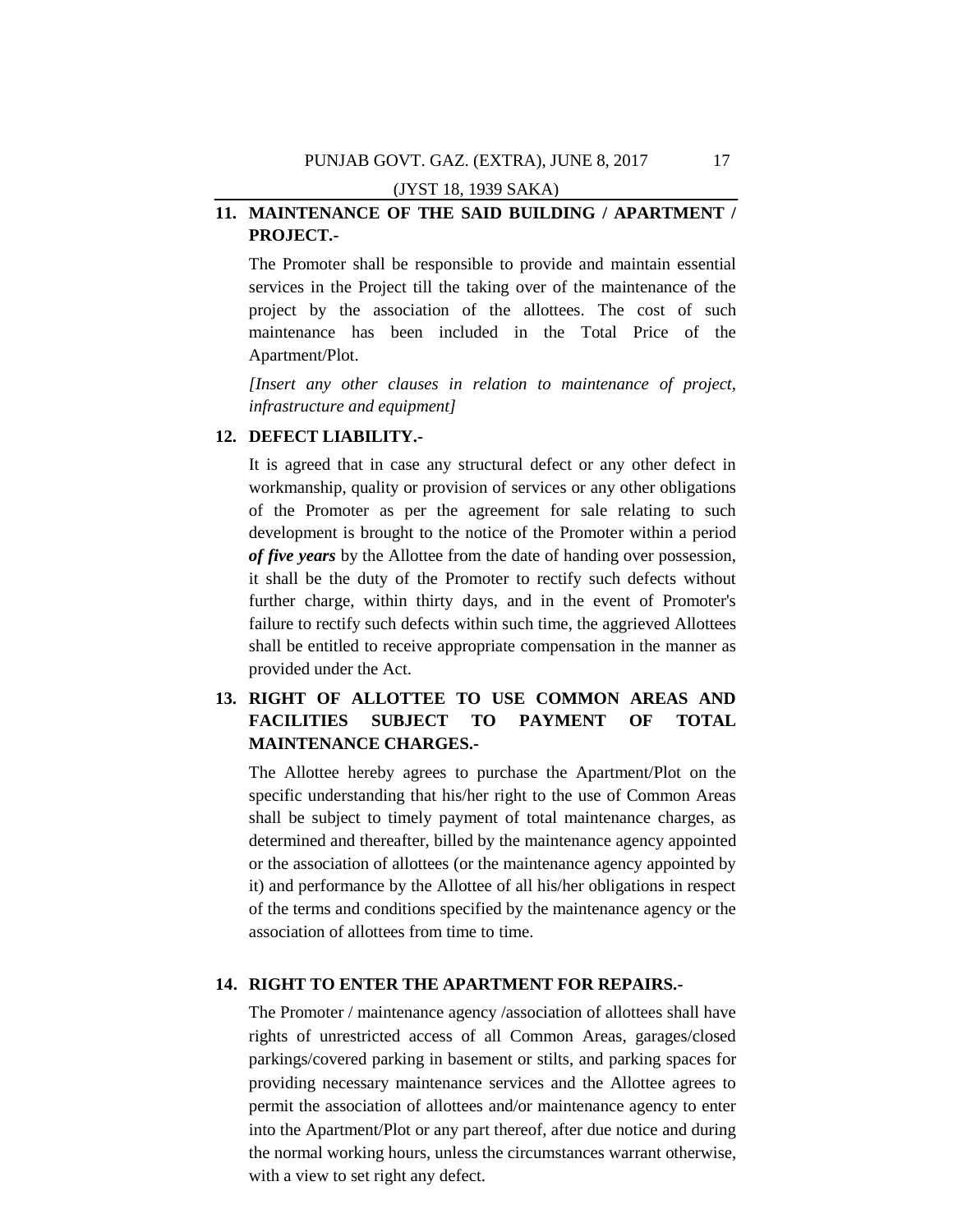**11. MAINTENANCE OF THE SAID BUILDING / APARTMENT / PROJECT.-**

The Promoter shall be responsible to provide and maintain essential services in the Project till the taking over of the maintenance of the project by the association of the allottees. The cost of such maintenance has been included in the Total Price of the Apartment/Plot.

*[Insert any other clauses in relation to maintenance of project, infrastructure and equipment]*

**12. DEFECT LIABILITY.-**

It is agreed that in case any structural defect or any other defect in workmanship, quality or provision of services or any other obligations of the Promoter as per the agreement for sale relating to such development is brought to the notice of the Promoter within a period ***of five years*** by the Allottee from the date of handing over possession, it shall be the duty of the Promoter to rectify such defects without further charge, within thirty days, and in the event of Promoter's failure to rectify such defects within such time, the aggrieved Allottees shall be entitled to receive appropriate compensation in the manner as provided under the Act.

**13. RIGHT OF ALLOTTEE TO USE COMMON AREAS AND FACILITIES SUBJECT TO PAYMENT OF TOTAL MAINTENANCE CHARGES.-**

The Allottee hereby agrees to purchase the Apartment/Plot on the specific understanding that his/her right to the use of Common Areas shall be subject to timely payment of total maintenance charges, as determined and thereafter, billed by the maintenance agency appointed or the association of allottees (or the maintenance agency appointed by it) and performance by the Allottee of all his/her obligations in respect of the terms and conditions specified by the maintenance agency or the association of allottees from time to time.

**14. RIGHT TO ENTER THE APARTMENT FOR REPAIRS.-**

The Promoter / maintenance agency /association of allottees shall have rights of unrestricted access of all Common Areas, garages/closed parkings/covered parking in basement or stilts, and parking spaces for providing necessary maintenance services and the Allottee agrees to permit the association of allottees and/or maintenance agency to enter into the Apartment/Plot or any part thereof, after due notice and during the normal working hours, unless the circumstances warrant otherwise, with a view to set right any defect.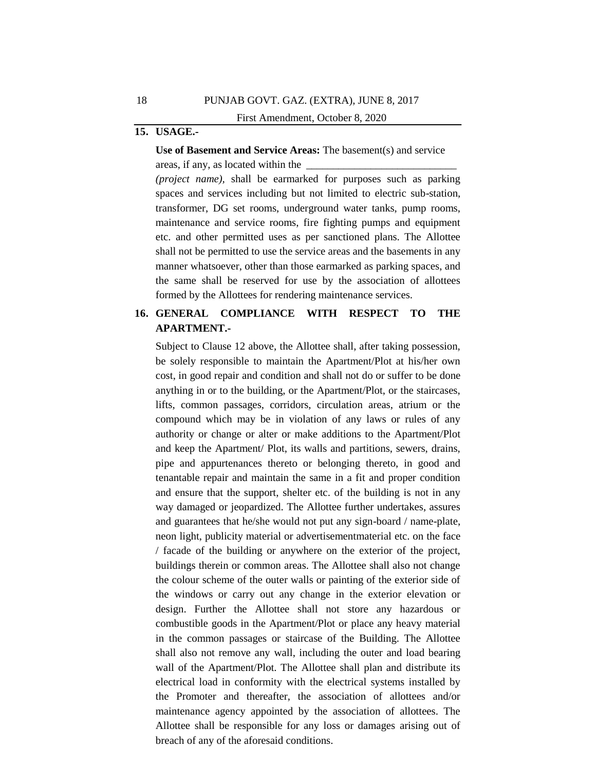## 15. USAGE.-

**Use of Basement and Service Areas:** The basement(s) and service areas, if any, as located within the \_\_\_\_\_\_\_\_\_\_\_\_\_\_\_\_\_\_\_\_\_\_\_\_\_\_\_\_ *(project name)*, shall be earmarked for purposes such as parking spaces and services including but not limited to electric sub-station, transformer, DG set rooms, underground water tanks, pump rooms, maintenance and service rooms, fire fighting pumps and equipment etc. and other permitted uses as per sanctioned plans. The Allottee shall not be permitted to use the service areas and the basements in any manner whatsoever, other than those earmarked as parking spaces, and the same shall be reserved for use by the association of allottees formed by the Allottees for rendering maintenance services.

## 16. GENERAL COMPLIANCE WITH RESPECT TO THE APARTMENT.-

Subject to Clause 12 above, the Allottee shall, after taking possession, be solely responsible to maintain the Apartment/Plot at his/her own cost, in good repair and condition and shall not do or suffer to be done anything in or to the building, or the Apartment/Plot, or the staircases, lifts, common passages, corridors, circulation areas, atrium or the compound which may be in violation of any laws or rules of any authority or change or alter or make additions to the Apartment/Plot and keep the Apartment/ Plot, its walls and partitions, sewers, drains, pipe and appurtenances thereto or belonging thereto, in good and tenantable repair and maintain the same in a fit and proper condition and ensure that the support, shelter etc. of the building is not in any way damaged or jeopardized. The Allottee further undertakes, assures and guarantees that he/she would not put any sign-board / name-plate, neon light, publicity material or advertisementmaterial etc. on the face / facade of the building or anywhere on the exterior of the project, buildings therein or common areas. The Allottee shall also not change the colour scheme of the outer walls or painting of the exterior side of the windows or carry out any change in the exterior elevation or design. Further the Allottee shall not store any hazardous or combustible goods in the Apartment/Plot or place any heavy material in the common passages or staircase of the Building. The Allottee shall also not remove any wall, including the outer and load bearing wall of the Apartment/Plot. The Allottee shall plan and distribute its electrical load in conformity with the electrical systems installed by the Promoter and thereafter, the association of allottees and/or maintenance agency appointed by the association of allottees. The Allottee shall be responsible for any loss or damages arising out of breach of any of the aforesaid conditions.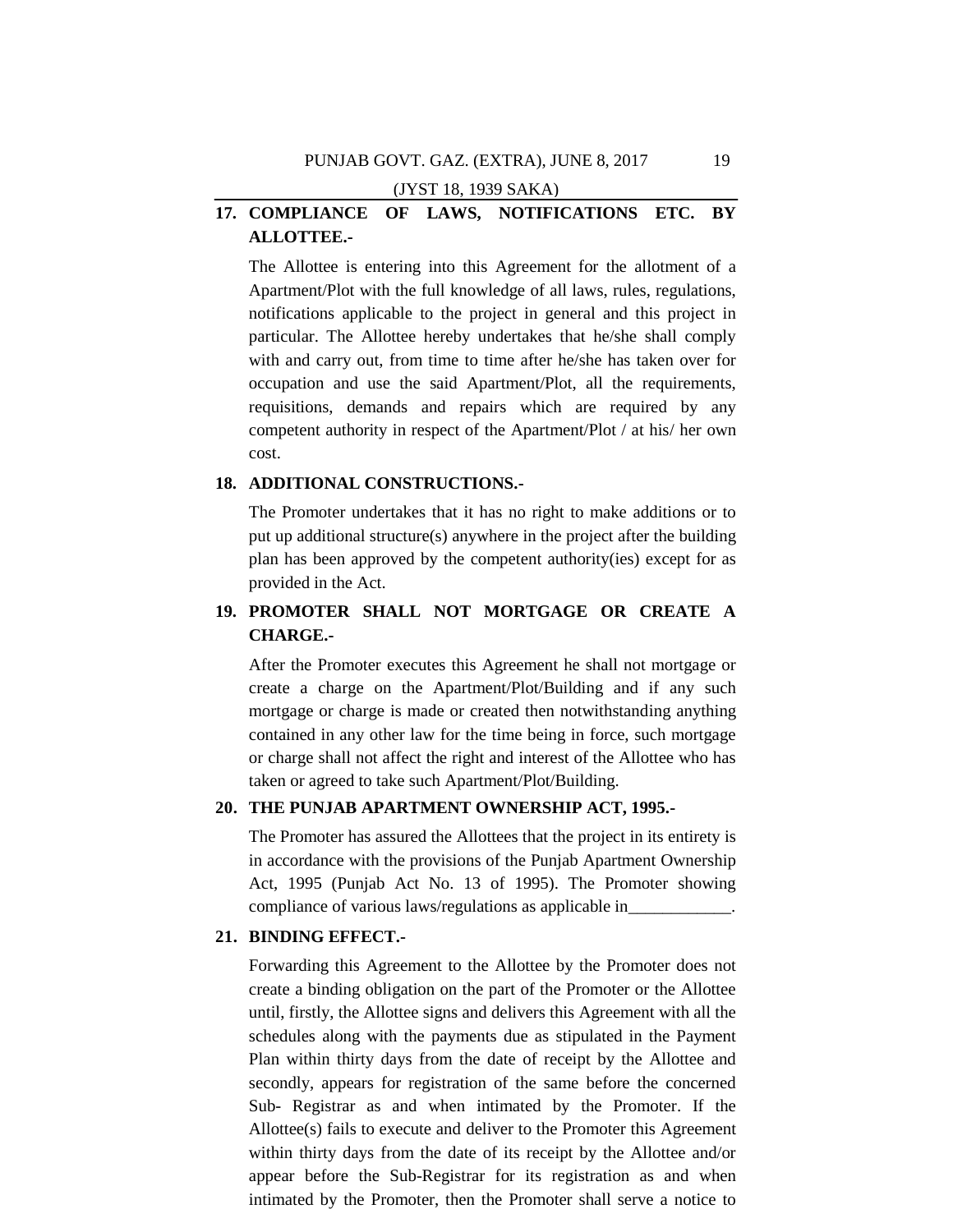**17. COMPLIANCE OF LAWS, NOTIFICATIONS ETC. BY ALLOTTEE.-**

The Allottee is entering into this Agreement for the allotment of a Apartment/Plot with the full knowledge of all laws, rules, regulations, notifications applicable to the project in general and this project in particular. The Allottee hereby undertakes that he/she shall comply with and carry out, from time to time after he/she has taken over for occupation and use the said Apartment/Plot, all the requirements, requisitions, demands and repairs which are required by any competent authority in respect of the Apartment/Plot / at his/ her own cost.

**18. ADDITIONAL CONSTRUCTIONS.-**

The Promoter undertakes that it has no right to make additions or to put up additional structure(s) anywhere in the project after the building plan has been approved by the competent authority(ies) except for as provided in the Act.

**19. PROMOTER SHALL NOT MORTGAGE OR CREATE A CHARGE.-**

After the Promoter executes this Agreement he shall not mortgage or create a charge on the Apartment/Plot/Building and if any such mortgage or charge is made or created then notwithstanding anything contained in any other law for the time being in force, such mortgage or charge shall not affect the right and interest of the Allottee who has taken or agreed to take such Apartment/Plot/Building.

**20. THE PUNJAB APARTMENT OWNERSHIP ACT, 1995.-**

The Promoter has assured the Allottees that the project in its entirety is in accordance with the provisions of the Punjab Apartment Ownership Act, 1995 (Punjab Act No. 13 of 1995). The Promoter showing compliance of various laws/regulations as applicable in____________.

**21. BINDING EFFECT.-**

Forwarding this Agreement to the Allottee by the Promoter does not create a binding obligation on the part of the Promoter or the Allottee until, firstly, the Allottee signs and delivers this Agreement with all the schedules along with the payments due as stipulated in the Payment Plan within thirty days from the date of receipt by the Allottee and secondly, appears for registration of the same before the concerned Sub- Registrar as and when intimated by the Promoter. If the Allottee(s) fails to execute and deliver to the Promoter this Agreement within thirty days from the date of its receipt by the Allottee and/or appear before the Sub-Registrar for its registration as and when intimated by the Promoter, then the Promoter shall serve a notice to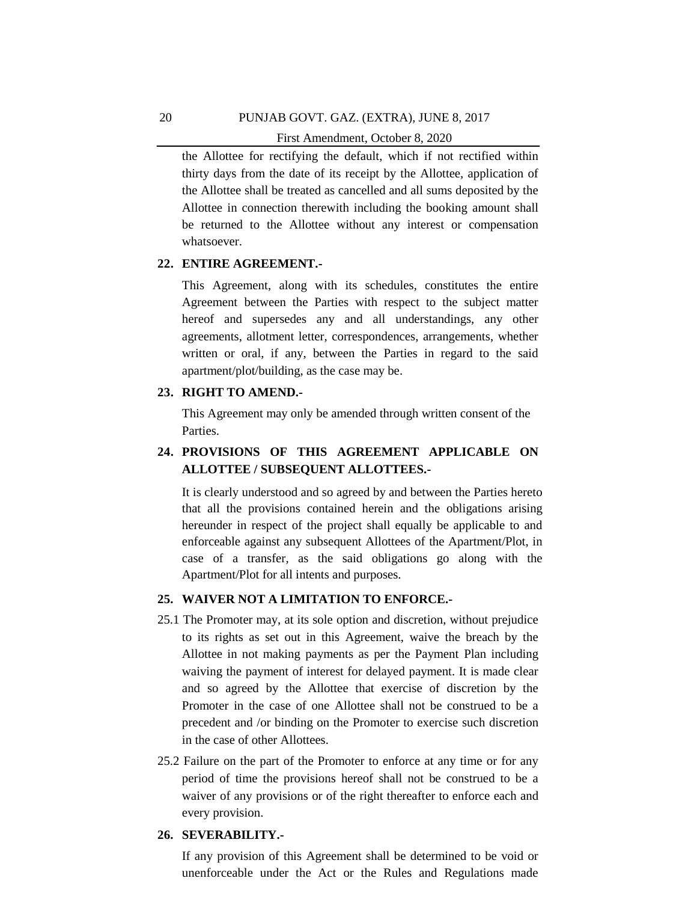the Allottee for rectifying the default, which if not rectified within thirty days from the date of its receipt by the Allottee, application of the Allottee shall be treated as cancelled and all sums deposited by the Allottee in connection therewith including the booking amount shall be returned to the Allottee without any interest or compensation whatsoever.

**22. ENTIRE AGREEMENT.-**

This Agreement, along with its schedules, constitutes the entire Agreement between the Parties with respect to the subject matter hereof and supersedes any and all understandings, any other agreements, allotment letter, correspondences, arrangements, whether written or oral, if any, between the Parties in regard to the said apartment/plot/building, as the case may be.

**23. RIGHT TO AMEND.-**

This Agreement may only be amended through written consent of the Parties.

**24. PROVISIONS OF THIS AGREEMENT APPLICABLE ON ALLOTTEE / SUBSEQUENT ALLOTTEES.-**

It is clearly understood and so agreed by and between the Parties hereto that all the provisions contained herein and the obligations arising hereunder in respect of the project shall equally be applicable to and enforceable against any subsequent Allottees of the Apartment/Plot, in case of a transfer, as the said obligations go along with the Apartment/Plot for all intents and purposes.

**25. WAIVER NOT A LIMITATION TO ENFORCE.-**

25.1 The Promoter may, at its sole option and discretion, without prejudice to its rights as set out in this Agreement, waive the breach by the Allottee in not making payments as per the Payment Plan including waiving the payment of interest for delayed payment. It is made clear and so agreed by the Allottee that exercise of discretion by the Promoter in the case of one Allottee shall not be construed to be a precedent and /or binding on the Promoter to exercise such discretion in the case of other Allottees.

25.2 Failure on the part of the Promoter to enforce at any time or for any period of time the provisions hereof shall not be construed to be a waiver of any provisions or of the right thereafter to enforce each and every provision.

**26. SEVERABILITY.-**

If any provision of this Agreement shall be determined to be void or unenforceable under the Act or the Rules and Regulations made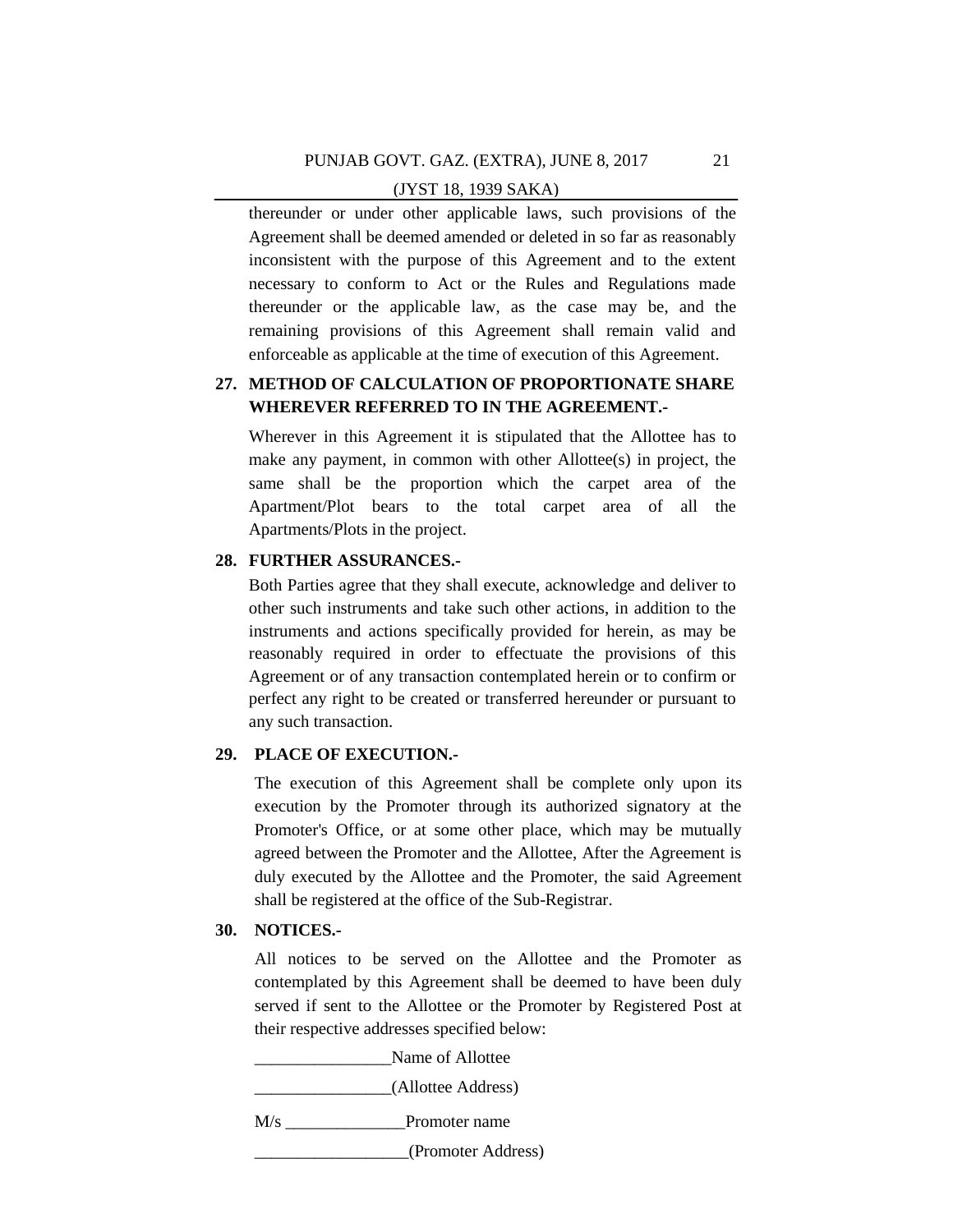thereunder or under other applicable laws, such provisions of the Agreement shall be deemed amended or deleted in so far as reasonably inconsistent with the purpose of this Agreement and to the extent necessary to conform to Act or the Rules and Regulations made thereunder or the applicable law, as the case may be, and the remaining provisions of this Agreement shall remain valid and enforceable as applicable at the time of execution of this Agreement.

**27. METHOD OF CALCULATION OF PROPORTIONATE SHARE WHEREVER REFERRED TO IN THE AGREEMENT.-**

Wherever in this Agreement it is stipulated that the Allottee has to make any payment, in common with other Allottee(s) in project, the same shall be the proportion which the carpet area of the Apartment/Plot bears to the total carpet area of all the Apartments/Plots in the project.

**28. FURTHER ASSURANCES.-**

Both Parties agree that they shall execute, acknowledge and deliver to other such instruments and take such other actions, in addition to the instruments and actions specifically provided for herein, as may be reasonably required in order to effectuate the provisions of this Agreement or of any transaction contemplated herein or to confirm or perfect any right to be created or transferred hereunder or pursuant to any such transaction.

**29. PLACE OF EXECUTION.-**

The execution of this Agreement shall be complete only upon its execution by the Promoter through its authorized signatory at the Promoter's Office, or at some other place, which may be mutually agreed between the Promoter and the Allottee, After the Agreement is duly executed by the Allottee and the Promoter, the said Agreement shall be registered at the office of the Sub-Registrar.

**30. NOTICES.-**

All notices to be served on the Allottee and the Promoter as contemplated by this Agreement shall be deemed to have been duly served if sent to the Allottee or the Promoter by Registered Post at their respective addresses specified below:

________________Name of Allottee

________________(Allottee Address)

M/s ______________Promoter name

__________________(Promoter Address)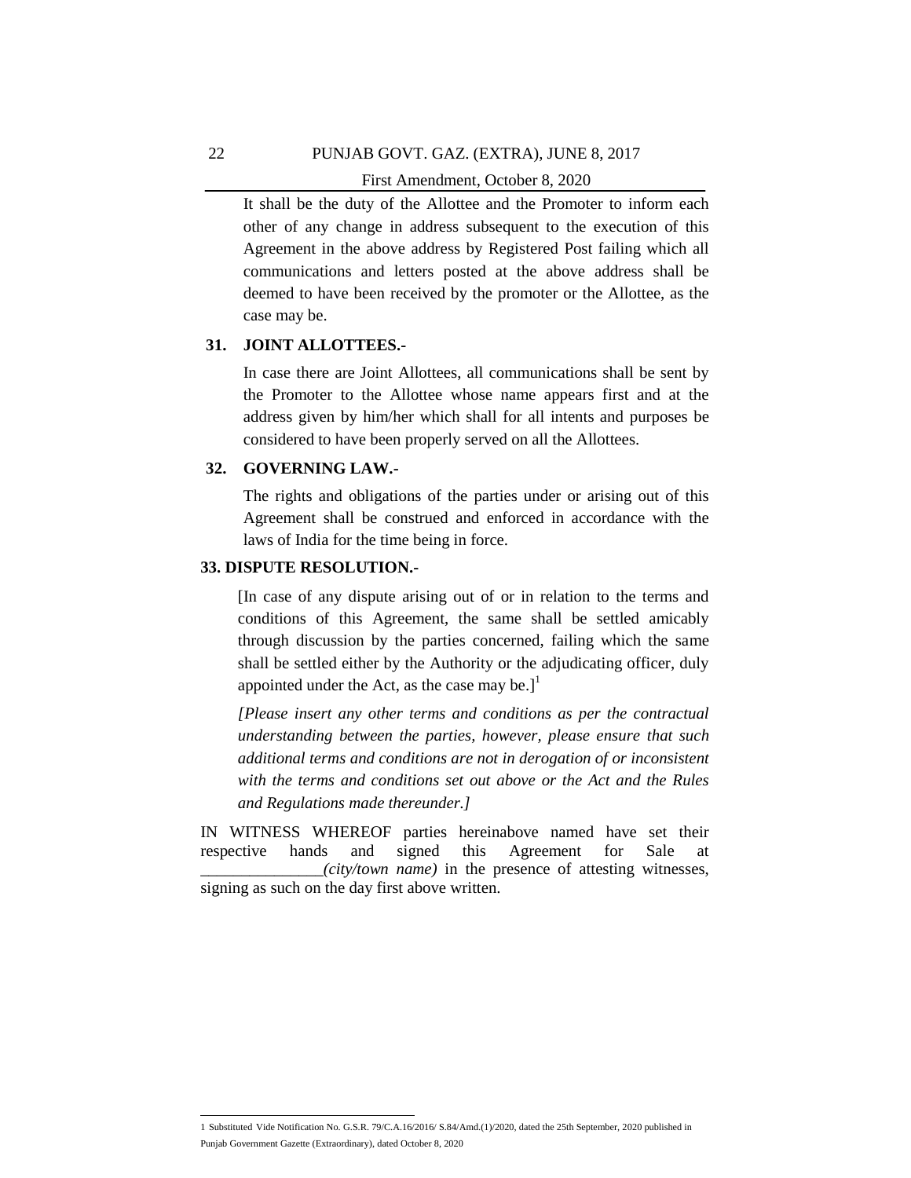It shall be the duty of the Allottee and the Promoter to inform each other of any change in address subsequent to the execution of this Agreement in the above address by Registered Post failing which all communications and letters posted at the above address shall be deemed to have been received by the promoter or the Allottee, as the case may be.

**31. JOINT ALLOTTEES.-**

In case there are Joint Allottees, all communications shall be sent by the Promoter to the Allottee whose name appears first and at the address given by him/her which shall for all intents and purposes be considered to have been properly served on all the Allottees.

**32. GOVERNING LAW.-**

The rights and obligations of the parties under or arising out of this Agreement shall be construed and enforced in accordance with the laws of India for the time being in force.

**33. DISPUTE RESOLUTION.-**

[In case of any dispute arising out of or in relation to the terms and conditions of this Agreement, the same shall be settled amicably through discussion by the parties concerned, failing which the same shall be settled either by the Authority or the adjudicating officer, duly appointed under the Act, as the case may be.][1]

*[Please insert any other terms and conditions as per the contractual understanding between the parties, however, please ensure that such additional terms and conditions are not in derogation of or inconsistent with the terms and conditions set out above or the Act and the Rules and Regulations made thereunder.]*

IN WITNESS WHEREOF parties hereinabove named have set their respective hands and signed this Agreement for Sale at _______________*(city/town name)* in the presence of attesting witnesses, signing as such on the day first above written.

---

1 Substituted Vide Notification No. G.S.R. 79/C.A.16/2016/ S.84/Amd.(1)/2020, dated the 25th September, 2020 published in Punjab Government Gazette (Extraordinary), dated October 8, 2020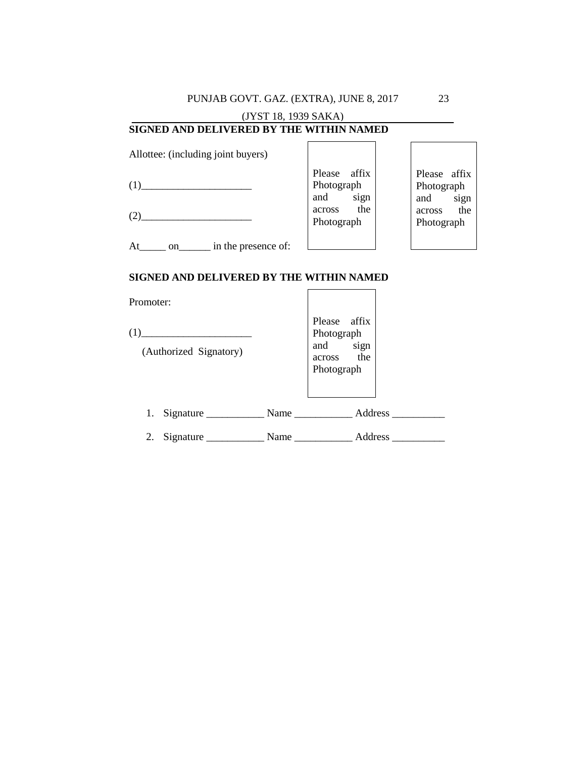**SIGNED AND DELIVERED BY THE WITHIN NAMED**

Allottee: (including joint buyers)

(1)_____________________

(2)_____________________

At_____ on______ in the presence of:

| Please affix Photograph and sign across the Photograph |
|---|

| Please affix Photograph and sign across the Photograph |
|---|

**SIGNED AND DELIVERED BY THE WITHIN NAMED**

Promoter:

(1)_____________________

(Authorized Signatory)

| Please affix Photograph and sign across the Photograph |
|---|

1. Signature ___________ Name ___________ Address __________
2. Signature ___________ Name ___________ Address __________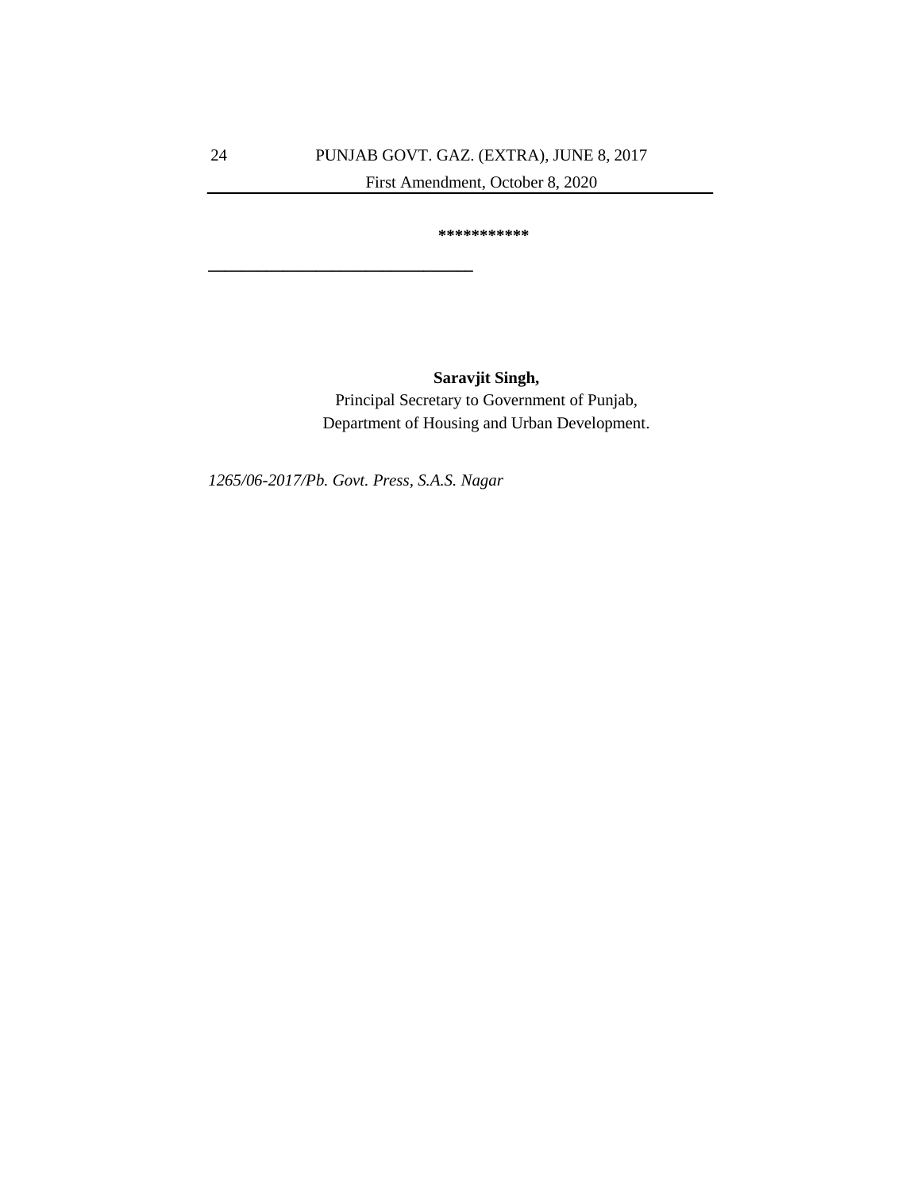***********

---

**Saravjit Singh,**
Principal Secretary to Government of Punjab,
Department of Housing and Urban Development.

*1265/06-2017/Pb. Govt. Press, S.A.S. Nagar*